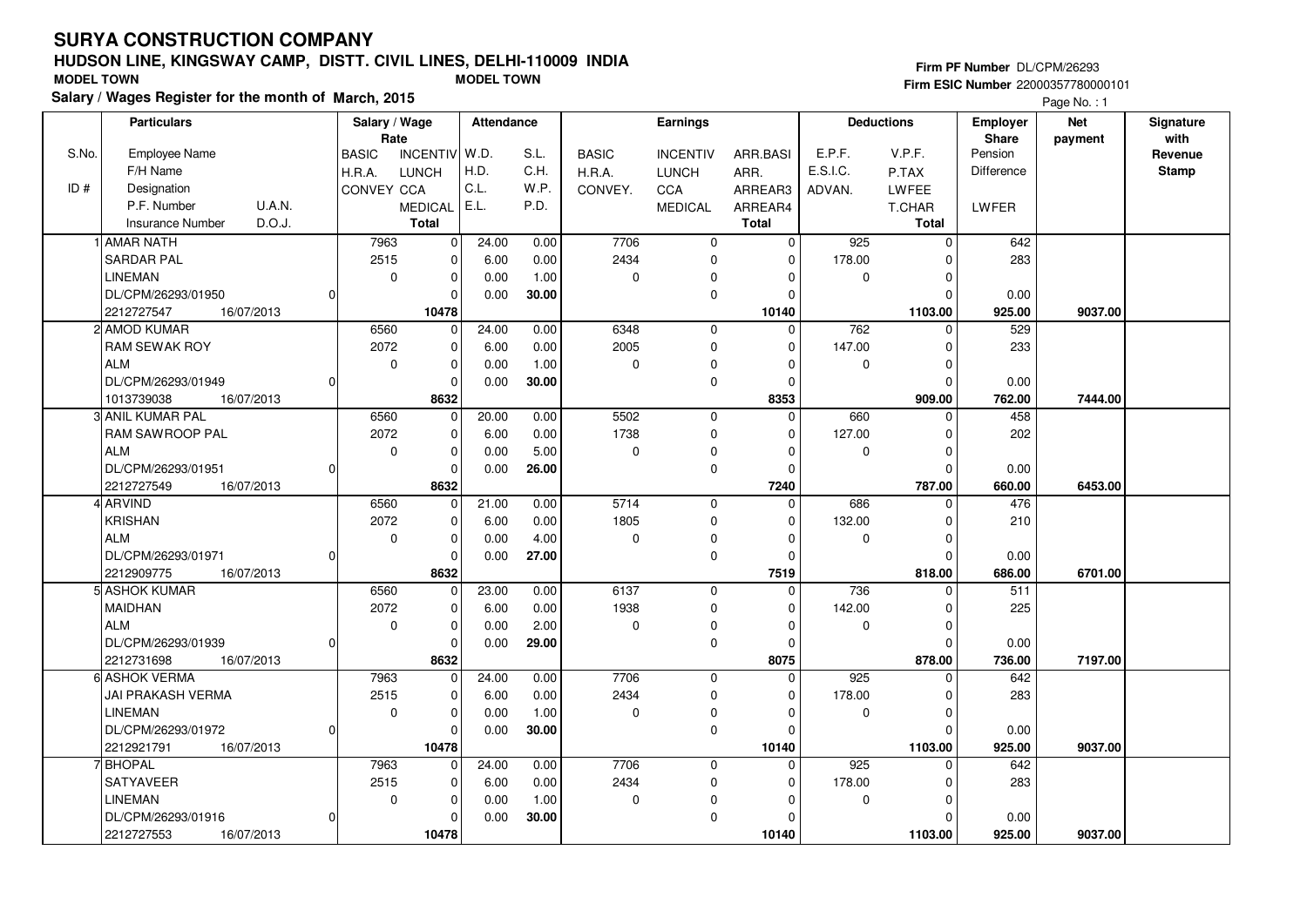# SURYA CONSTRUCTION COMPANY

## HUDSON LINE, KINGSWAY CAMP, DISTT. CIVIL LINES, DELHI-110009 INDIA

MODEL TOWN MODEL TOWN

**Salary / Wages Register for the month of March, 2015**

Firm PF Number DL/CPM/26293
Firm ESIC Number 22000357780000101

| S.No. / ID # | Particulars: Employee Name / F/H Name / Designation / P.F. Number U.A.N. / Insurance Number D.O.J. | Salary / Wage Rate: BASIC / H.R.A. / CONVEY | INCENTIV / LUNCH / CCA / MEDICAL / Total | Attendance: W.D. / H.D. / C.L. / E.L. | S.L. / C.H. / W.P. / P.D. | Earnings: BASIC / H.R.A. / CONVEY. | INCENTIV / LUNCH / CCA / MEDICAL | ARR.BASI / ARR. / ARREAR3 / ARREAR4 / Total | Deductions: E.P.F. / E.S.I.C. / ADVAN. | V.P.F. / P.TAX / LWFEE / T.CHAR / Total | Employer Share: Pension / Difference / LWFER | Net payment | Signature with Revenue Stamp |
|---|---|---|---|---|---|---|---|---|---|---|---|---|---|
| 1 | AMAR NATH / SARDAR PAL / LINEMAN / DL/CPM/26293/01950 0 / 2212727547 16/07/2013 | 7963 / 2515 / 0 | 0 / 0 / 0 / 0 / **10478** | 24.00 / 6.00 / 0.00 / 0.00 | 0.00 / 0.00 / 1.00 / **30.00** | 7706 / 2434 / 0 | 0 / 0 / 0 / 0 | 0 / 0 / 0 / 0 / **10140** | 925 / 178.00 / 0 | 0 / 0 / 0 / 0 / **1103.00** | 642 / 283 / 0.00 / **925.00** | **9037.00** | |
| 2 | AMOD KUMAR / RAM SEWAK ROY / ALM / DL/CPM/26293/01949 0 / 1013739038 16/07/2013 | 6560 / 2072 / 0 | 0 / 0 / 0 / 0 / **8632** | 24.00 / 6.00 / 0.00 / 0.00 | 0.00 / 0.00 / 1.00 / **30.00** | 6348 / 2005 / 0 | 0 / 0 / 0 / 0 | 0 / 0 / 0 / 0 / **8353** | 762 / 147.00 / 0 | 0 / 0 / 0 / 0 / **909.00** | 529 / 233 / 0.00 / **762.00** | **7444.00** | |
| 3 | ANIL KUMAR PAL / RAM SAWROOP PAL / ALM / DL/CPM/26293/01951 0 / 2212727549 16/07/2013 | 6560 / 2072 / 0 | 0 / 0 / 0 / 0 / **8632** | 20.00 / 6.00 / 0.00 / 0.00 | 0.00 / 0.00 / 5.00 / **26.00** | 5502 / 1738 / 0 | 0 / 0 / 0 / 0 | 0 / 0 / 0 / 0 / **7240** | 660 / 127.00 / 0 | 0 / 0 / 0 / 0 / **787.00** | 458 / 202 / 0.00 / **660.00** | **6453.00** | |
| 4 | ARVIND / KRISHAN / ALM / DL/CPM/26293/01971 0 / 2212909775 16/07/2013 | 6560 / 2072 / 0 | 0 / 0 / 0 / 0 / **8632** | 21.00 / 6.00 / 0.00 / 0.00 | 0.00 / 0.00 / 4.00 / **27.00** | 5714 / 1805 / 0 | 0 / 0 / 0 / 0 | 0 / 0 / 0 / 0 / **7519** | 686 / 132.00 / 0 | 0 / 0 / 0 / 0 / **818.00** | 476 / 210 / 0.00 / **686.00** | **6701.00** | |
| 5 | ASHOK KUMAR / MAIDHAN / ALM / DL/CPM/26293/01939 0 / 2212731698 16/07/2013 | 6560 / 2072 / 0 | 0 / 0 / 0 / 0 / **8632** | 23.00 / 6.00 / 0.00 / 0.00 | 0.00 / 0.00 / 2.00 / **29.00** | 6137 / 1938 / 0 | 0 / 0 / 0 / 0 | 0 / 0 / 0 / 0 / **8075** | 736 / 142.00 / 0 | 0 / 0 / 0 / 0 / **878.00** | 511 / 225 / 0.00 / **736.00** | **7197.00** | |
| 6 | ASHOK VERMA / JAI PRAKASH VERMA / LINEMAN / DL/CPM/26293/01972 0 / 2212921791 16/07/2013 | 7963 / 2515 / 0 | 0 / 0 / 0 / 0 / **10478** | 24.00 / 6.00 / 0.00 / 0.00 | 0.00 / 0.00 / 1.00 / **30.00** | 7706 / 2434 / 0 | 0 / 0 / 0 / 0 | 0 / 0 / 0 / 0 / **10140** | 925 / 178.00 / 0 | 0 / 0 / 0 / 0 / **1103.00** | 642 / 283 / 0.00 / **925.00** | **9037.00** | |
| 7 | BHOPAL / SATYAVEER / LINEMAN / DL/CPM/26293/01916 0 / 2212727553 16/07/2013 | 7963 / 2515 / 0 | 0 / 0 / 0 / 0 / **10478** | 24.00 / 6.00 / 0.00 / 0.00 | 0.00 / 0.00 / 1.00 / **30.00** | 7706 / 2434 / 0 | 0 / 0 / 0 / 0 | 0 / 0 / 0 / 0 / **10140** | 925 / 178.00 / 0 | 0 / 0 / 0 / 0 / **1103.00** | 642 / 283 / 0.00 / **925.00** | **9037.00** | |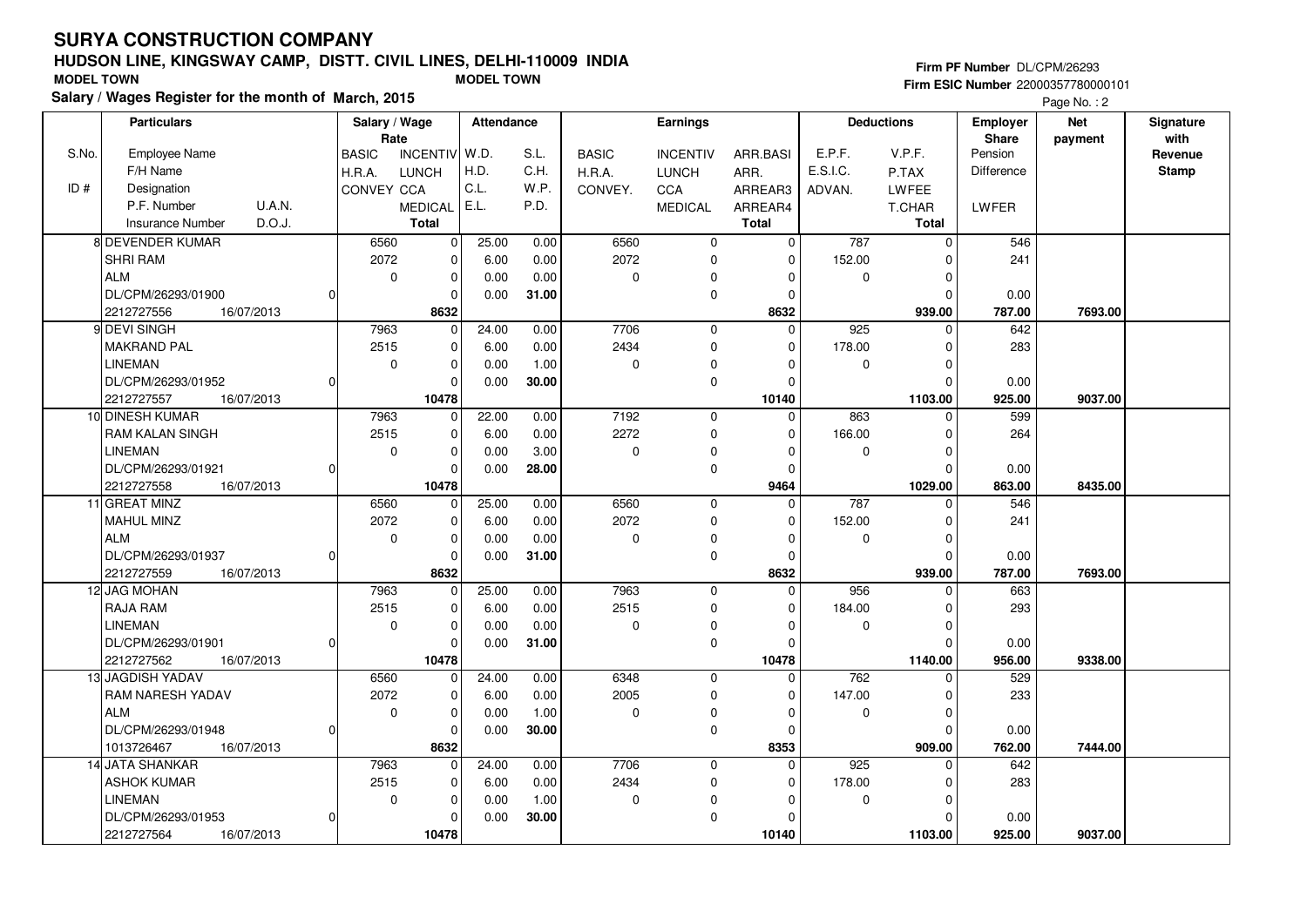# SURYA CONSTRUCTION COMPANY

## HUDSON LINE, KINGSWAY CAMP, DISTT. CIVIL LINES, DELHI-110009 INDIA

MODEL TOWN　　　　MODEL TOWN

**Salary / Wages Register for the month of March, 2015**

Firm PF Number DL/CPM/26293
Firm ESIC Number 22000357780000101

| S.No. / ID # | Particulars: Employee Name / F/H Name / Designation / P.F. Number / U.A.N. / Insurance Number / D.O.J. | Salary / Wage Rate: BASIC / H.R.A. / CONVEY | INCENTIV / LUNCH / CCA / MEDICAL / Total | Attendance: W.D. / H.D. / C.L. / E.L. | S.L. / C.H. / W.P. / P.D. | Earnings: BASIC / H.R.A. / CONVEY. | INCENTIV / LUNCH / CCA / MEDICAL | ARR.BASI / ARR. / ARREAR3 / ARREAR4 / Total | Deductions: E.P.F. / E.S.I.C. / ADVAN. | V.P.F. / P.TAX / LWFEE / T.CHAR / Total | Employer Share: Pension / Difference / LWFER | Net payment | Signature with Revenue Stamp |
|---|---|---|---|---|---|---|---|---|---|---|---|---|---|
| 8 | DEVENDER KUMAR / SHRI RAM / ALM / DL/CPM/26293/01900 / 0 / 2212727556 / 16/07/2013 | 6560 / 2072 / 0 | 0 / 0 / 0 / 0 / 8632 | 25.00 / 6.00 / 0.00 / 0.00 | 0.00 / 0.00 / 0.00 / 31.00 | 6560 / 2072 / 0 | 0 / 0 / 0 / 0 | 0 / 0 / 0 / 0 / 8632 | 787 / 152.00 / 0 | 0 / 0 / 0 / 0 / 939.00 | 546 / 241 / 0.00 / 787.00 | 7693.00 | |
| 9 | DEVI SINGH / MAKRAND PAL / LINEMAN / DL/CPM/26293/01952 / 0 / 2212727557 / 16/07/2013 | 7963 / 2515 / 0 | 0 / 0 / 0 / 0 / 10478 | 24.00 / 6.00 / 0.00 / 0.00 | 0.00 / 0.00 / 1.00 / 30.00 | 7706 / 2434 / 0 | 0 / 0 / 0 / 0 | 0 / 0 / 0 / 0 / 10140 | 925 / 178.00 / 0 | 0 / 0 / 0 / 0 / 1103.00 | 642 / 283 / 0.00 / 925.00 | 9037.00 | |
| 10 | DINESH KUMAR / RAM KALAN SINGH / LINEMAN / DL/CPM/26293/01921 / 0 / 2212727558 / 16/07/2013 | 7963 / 2515 / 0 | 0 / 0 / 0 / 0 / 10478 | 22.00 / 6.00 / 0.00 / 0.00 | 0.00 / 0.00 / 3.00 / 28.00 | 7192 / 2272 / 0 | 0 / 0 / 0 / 0 | 0 / 0 / 0 / 0 / 9464 | 863 / 166.00 / 0 | 0 / 0 / 0 / 0 / 1029.00 | 599 / 264 / 0.00 / 863.00 | 8435.00 | |
| 11 | GREAT MINZ / MAHUL MINZ / ALM / DL/CPM/26293/01937 / 0 / 2212727559 / 16/07/2013 | 6560 / 2072 / 0 | 0 / 0 / 0 / 0 / 8632 | 25.00 / 6.00 / 0.00 / 0.00 | 0.00 / 0.00 / 0.00 / 31.00 | 6560 / 2072 / 0 | 0 / 0 / 0 / 0 | 0 / 0 / 0 / 0 / 8632 | 787 / 152.00 / 0 | 0 / 0 / 0 / 0 / 939.00 | 546 / 241 / 0.00 / 787.00 | 7693.00 | |
| 12 | JAG MOHAN / RAJA RAM / LINEMAN / DL/CPM/26293/01901 / 0 / 2212727562 / 16/07/2013 | 7963 / 2515 / 0 | 0 / 0 / 0 / 0 / 10478 | 25.00 / 6.00 / 0.00 / 0.00 | 0.00 / 0.00 / 0.00 / 31.00 | 7963 / 2515 / 0 | 0 / 0 / 0 / 0 | 0 / 0 / 0 / 0 / 10478 | 956 / 184.00 / 0 | 0 / 0 / 0 / 0 / 1140.00 | 663 / 293 / 0.00 / 956.00 | 9338.00 | |
| 13 | JAGDISH YADAV / RAM NARESH YADAV / ALM / DL/CPM/26293/01948 / 0 / 1013726467 / 16/07/2013 | 6560 / 2072 / 0 | 0 / 0 / 0 / 0 / 8632 | 24.00 / 6.00 / 0.00 / 0.00 | 0.00 / 0.00 / 1.00 / 30.00 | 6348 / 2005 / 0 | 0 / 0 / 0 / 0 | 0 / 0 / 0 / 0 / 8353 | 762 / 147.00 / 0 | 0 / 0 / 0 / 0 / 909.00 | 529 / 233 / 0.00 / 762.00 | 7444.00 | |
| 14 | JATA SHANKAR / ASHOK KUMAR / LINEMAN / DL/CPM/26293/01953 / 0 / 2212727564 / 16/07/2013 | 7963 / 2515 / 0 | 0 / 0 / 0 / 0 / 10478 | 24.00 / 6.00 / 0.00 / 0.00 | 0.00 / 0.00 / 1.00 / 30.00 | 7706 / 2434 / 0 | 0 / 0 / 0 / 0 | 0 / 0 / 0 / 0 / 10140 | 925 / 178.00 / 0 | 0 / 0 / 0 / 0 / 1103.00 | 642 / 283 / 0.00 / 925.00 | 9037.00 | |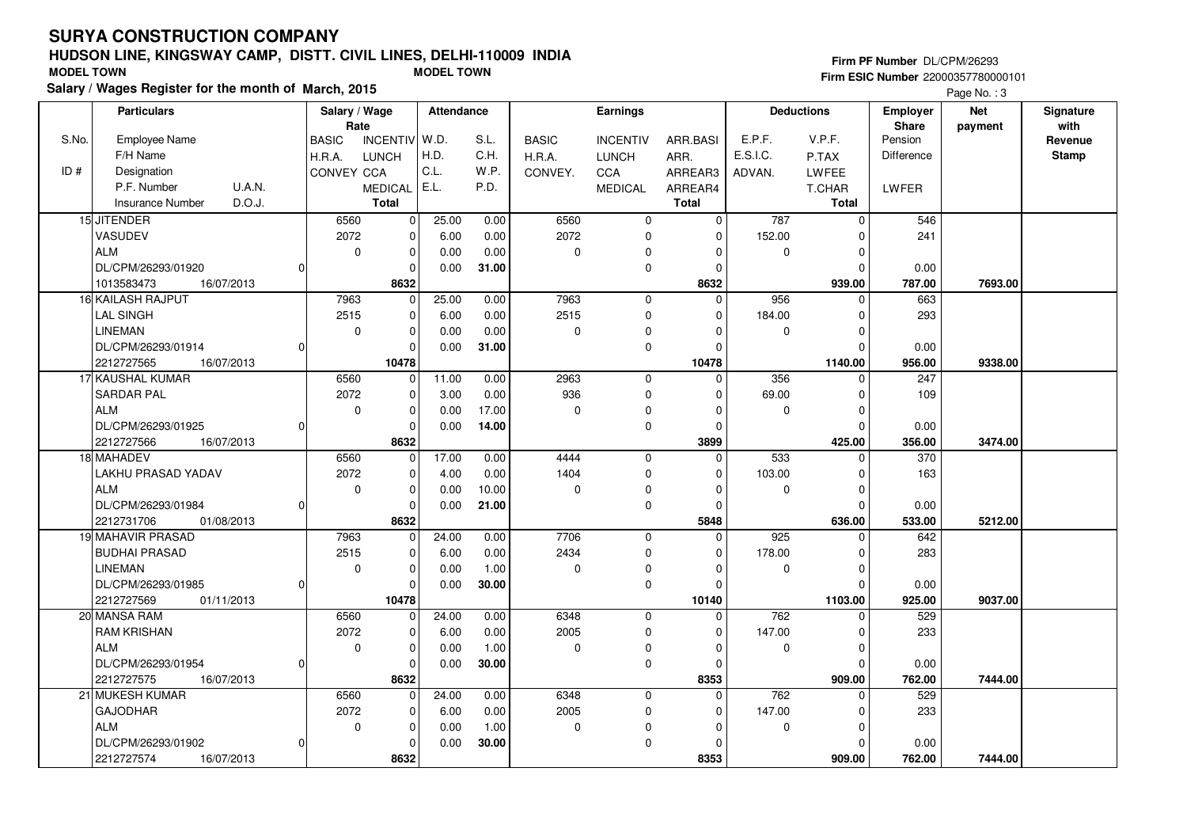# SURYA CONSTRUCTION COMPANY

## HUDSON LINE, KINGSWAY CAMP, DISTT. CIVIL LINES, DELHI-110009 INDIA

**MODEL TOWN** **MODEL TOWN**

**Salary / Wages Register for the month of March, 2015**

**Firm PF Number** DL/CPM/26293
**Firm ESIC Number** 22000357780000101

| S.No. / ID # | Particulars (Employee Name / F/H Name / Designation / P.F. Number / U.A.N. / Insurance Number / D.O.J.) | Salary / Wage Rate (BASIC / H.R.A. / CONVEY) | (INCENTIV / LUNCH / CCA / MEDICAL / Total) | Attendance (W.D. / H.D. / C.L. / E.L.) | (S.L. / C.H. / W.P. / P.D.) | Earnings (BASIC / H.R.A. / CONVEY.) | (INCENTIV / LUNCH / CCA / MEDICAL) | (ARR.BASI / ARR. / ARREAR3 / ARREAR4 / Total) | Deductions (E.P.F. / E.S.I.C. / ADVAN.) | (V.P.F. / P.TAX / LWFEE / T.CHAR / Total) | Employer Share (Pension / Difference / LWFER) | Net payment | Signature with Revenue Stamp |
|---|---|---|---|---|---|---|---|---|---|---|---|---|---|
| 15 | JITENDER<br>VASUDEV<br>ALM<br>DL/CPM/26293/01920 0<br>1013583473 16/07/2013 | 6560<br>2072<br>0 | 0<br>0<br>0<br>0<br>**8632** | 25.00<br>6.00<br>0.00<br>0.00 | 0.00<br>0.00<br>0.00<br>**31.00** | 6560<br>2072<br>0 | 0<br>0<br>0<br>0 | 0<br>0<br>0<br>0<br>**8632** | 787<br>152.00<br>0 | 0<br>0<br>0<br>0<br>**939.00** | 546<br>241<br>0.00<br>**787.00** | **7693.00** | |
| 16 | KAILASH RAJPUT<br>LAL SINGH<br>LINEMAN<br>DL/CPM/26293/01914 0<br>2212727565 16/07/2013 | 7963<br>2515<br>0 | 0<br>0<br>0<br>0<br>**10478** | 25.00<br>6.00<br>0.00<br>0.00 | 0.00<br>0.00<br>0.00<br>**31.00** | 7963<br>2515<br>0 | 0<br>0<br>0<br>0 | 0<br>0<br>0<br>0<br>**10478** | 956<br>184.00<br>0 | 0<br>0<br>0<br>0<br>**1140.00** | 663<br>293<br>0.00<br>**956.00** | **9338.00** | |
| 17 | KAUSHAL KUMAR<br>SARDAR PAL<br>ALM<br>DL/CPM/26293/01925 0<br>2212727566 16/07/2013 | 6560<br>2072<br>0 | 0<br>0<br>0<br>0<br>**8632** | 11.00<br>3.00<br>0.00<br>0.00 | 0.00<br>0.00<br>17.00<br>**14.00** | 2963<br>936<br>0 | 0<br>0<br>0<br>0 | 0<br>0<br>0<br>0<br>**3899** | 356<br>69.00<br>0 | 0<br>0<br>0<br>0<br>**425.00** | 247<br>109<br>0.00<br>**356.00** | **3474.00** | |
| 18 | MAHADEV<br>LAKHU PRASAD YADAV<br>ALM<br>DL/CPM/26293/01984 0<br>2212731706 01/08/2013 | 6560<br>2072<br>0 | 0<br>0<br>0<br>0<br>**8632** | 17.00<br>4.00<br>0.00<br>0.00 | 0.00<br>0.00<br>10.00<br>**21.00** | 4444<br>1404<br>0 | 0<br>0<br>0<br>0 | 0<br>0<br>0<br>0<br>**5848** | 533<br>103.00<br>0 | 0<br>0<br>0<br>0<br>**636.00** | 370<br>163<br>0.00<br>**533.00** | **5212.00** | |
| 19 | MAHAVIR PRASAD<br>BUDHAI PRASAD<br>LINEMAN<br>DL/CPM/26293/01985 0<br>2212727569 01/11/2013 | 7963<br>2515<br>0 | 0<br>0<br>0<br>0<br>**10478** | 24.00<br>6.00<br>0.00<br>0.00 | 0.00<br>0.00<br>1.00<br>**30.00** | 7706<br>2434<br>0 | 0<br>0<br>0<br>0 | 0<br>0<br>0<br>0<br>**10140** | 925<br>178.00<br>0 | 0<br>0<br>0<br>0<br>**1103.00** | 642<br>283<br>0.00<br>**925.00** | **9037.00** | |
| 20 | MANSA RAM<br>RAM KRISHAN<br>ALM<br>DL/CPM/26293/01954 0<br>2212727575 16/07/2013 | 6560<br>2072<br>0 | 0<br>0<br>0<br>0<br>**8632** | 24.00<br>6.00<br>0.00<br>0.00 | 0.00<br>0.00<br>1.00<br>**30.00** | 6348<br>2005<br>0 | 0<br>0<br>0<br>0 | 0<br>0<br>0<br>0<br>**8353** | 762<br>147.00<br>0 | 0<br>0<br>0<br>0<br>**909.00** | 529<br>233<br>0.00<br>**762.00** | **7444.00** | |
| 21 | MUKESH KUMAR<br>GAJODHAR<br>ALM<br>DL/CPM/26293/01902 0<br>2212727574 16/07/2013 | 6560<br>2072<br>0 | 0<br>0<br>0<br>0<br>**8632** | 24.00<br>6.00<br>0.00<br>0.00 | 0.00<br>0.00<br>1.00<br>**30.00** | 6348<br>2005<br>0 | 0<br>0<br>0<br>0 | 0<br>0<br>0<br>0<br>**8353** | 762<br>147.00<br>0 | 0<br>0<br>0<br>0<br>**909.00** | 529<br>233<br>0.00<br>**762.00** | **7444.00** | |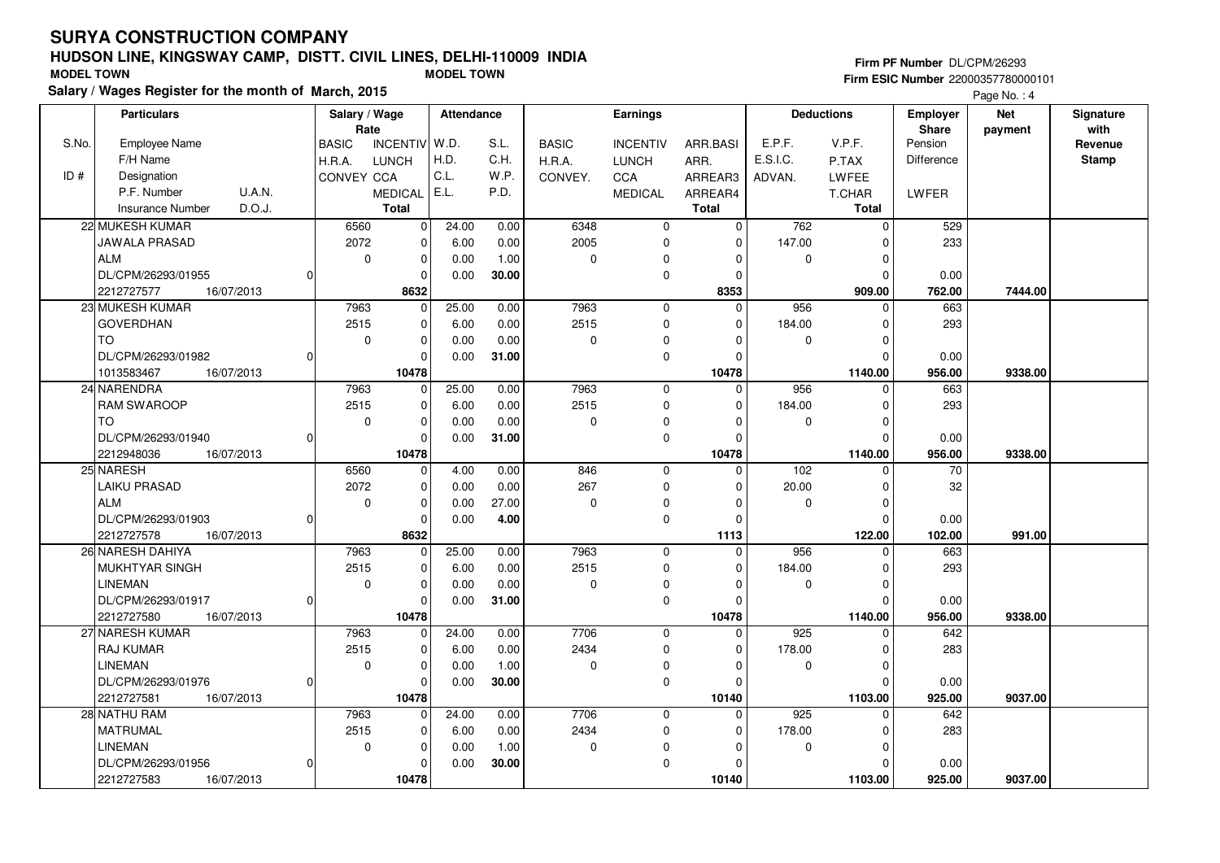# SURYA CONSTRUCTION COMPANY

## HUDSON LINE, KINGSWAY CAMP, DISTT. CIVIL LINES, DELHI-110009 INDIA

**MODEL TOWN** **MODEL TOWN**

**Salary / Wages Register for the month of March, 2015**

**Firm PF Number** DL/CPM/26293
**Firm ESIC Number** 22000357780000101

| S.No. / ID # | Particulars: Employee Name / F/H Name / Designation / P.F. Number / U.A.N. / Insurance Number / D.O.J. | Salary / Wage Rate: BASIC / H.R.A. / CONVEY | Salary / Wage Rate: INCENTIV / LUNCH / CCA / MEDICAL / Total | Attendance: W.D. / H.D. / C.L. / E.L. | Attendance: S.L. / C.H. / W.P. / P.D. | Earnings: BASIC / H.R.A. / CONVEY. | Earnings: INCENTIV / LUNCH / CCA / MEDICAL | Earnings: ARR.BASI / ARR. / ARREAR3 / ARREAR4 / Total | Deductions: E.P.F. / E.S.I.C. / ADVAN. | Deductions: V.P.F. / P.TAX / LWFEE / T.CHAR / Total | Employer Share: Pension / Difference / LWFER | Net payment | Signature with Revenue Stamp |
|---|---|---|---|---|---|---|---|---|---|---|---|---|---|
| 22 | MUKESH KUMAR / JAWALA PRASAD / ALM / DL/CPM/26293/01955 / 0 / 2212727577 / 16/07/2013 | 6560 / 2072 / 0 | 0 / 0 / 0 / 0 / 8632 | 24.00 / 6.00 / 0.00 / 0.00 | 0.00 / 0.00 / 1.00 / 30.00 | 6348 / 2005 / 0 | 0 / 0 / 0 / 0 | 0 / 0 / 0 / 0 / 8353 | 762 / 147.00 / 0 | 0 / 0 / 0 / 0 / 909.00 | 529 / 233 / 0.00 / 762.00 | 7444.00 | |
| 23 | MUKESH KUMAR / GOVERDHAN / TO / DL/CPM/26293/01982 / 0 / 1013583467 / 16/07/2013 | 7963 / 2515 / 0 | 0 / 0 / 0 / 0 / 10478 | 25.00 / 6.00 / 0.00 / 0.00 | 0.00 / 0.00 / 0.00 / 31.00 | 7963 / 2515 / 0 | 0 / 0 / 0 / 0 | 0 / 0 / 0 / 0 / 10478 | 956 / 184.00 / 0 | 0 / 0 / 0 / 0 / 1140.00 | 663 / 293 / 0.00 / 956.00 | 9338.00 | |
| 24 | NARENDRA / RAM SWAROOP / TO / DL/CPM/26293/01940 / 0 / 2212948036 / 16/07/2013 | 7963 / 2515 / 0 | 0 / 0 / 0 / 0 / 10478 | 25.00 / 6.00 / 0.00 / 0.00 | 0.00 / 0.00 / 0.00 / 31.00 | 7963 / 2515 / 0 | 0 / 0 / 0 / 0 | 0 / 0 / 0 / 0 / 10478 | 956 / 184.00 / 0 | 0 / 0 / 0 / 0 / 1140.00 | 663 / 293 / 0.00 / 956.00 | 9338.00 | |
| 25 | NARESH / LAIKU PRASAD / ALM / DL/CPM/26293/01903 / 0 / 2212727578 / 16/07/2013 | 6560 / 2072 / 0 | 0 / 0 / 0 / 0 / 8632 | 4.00 / 0.00 / 0.00 / 0.00 | 0.00 / 0.00 / 27.00 / 4.00 | 846 / 267 / 0 | 0 / 0 / 0 / 0 | 0 / 0 / 0 / 0 / 1113 | 102 / 20.00 / 0 | 0 / 0 / 0 / 0 / 122.00 | 70 / 32 / 0.00 / 102.00 | 991.00 | |
| 26 | NARESH DAHIYA / MUKHTYAR SINGH / LINEMAN / DL/CPM/26293/01917 / 0 / 2212727580 / 16/07/2013 | 7963 / 2515 / 0 | 0 / 0 / 0 / 0 / 10478 | 25.00 / 6.00 / 0.00 / 0.00 | 0.00 / 0.00 / 0.00 / 31.00 | 7963 / 2515 / 0 | 0 / 0 / 0 / 0 | 0 / 0 / 0 / 0 / 10478 | 956 / 184.00 / 0 | 0 / 0 / 0 / 0 / 1140.00 | 663 / 293 / 0.00 / 956.00 | 9338.00 | |
| 27 | NARESH KUMAR / RAJ KUMAR / LINEMAN / DL/CPM/26293/01976 / 0 / 2212727581 / 16/07/2013 | 7963 / 2515 / 0 | 0 / 0 / 0 / 0 / 10478 | 24.00 / 6.00 / 0.00 / 0.00 | 0.00 / 0.00 / 1.00 / 30.00 | 7706 / 2434 / 0 | 0 / 0 / 0 / 0 | 0 / 0 / 0 / 0 / 10140 | 925 / 178.00 / 0 | 0 / 0 / 0 / 0 / 1103.00 | 642 / 283 / 0.00 / 925.00 | 9037.00 | |
| 28 | NATHU RAM / MATRUMAL / LINEMAN / DL/CPM/26293/01956 / 0 / 2212727583 / 16/07/2013 | 7963 / 2515 / 0 | 0 / 0 / 0 / 0 / 10478 | 24.00 / 6.00 / 0.00 / 0.00 | 0.00 / 0.00 / 1.00 / 30.00 | 7706 / 2434 / 0 | 0 / 0 / 0 / 0 | 0 / 0 / 0 / 0 / 10140 | 925 / 178.00 / 0 | 0 / 0 / 0 / 0 / 1103.00 | 642 / 283 / 0.00 / 925.00 | 9037.00 | |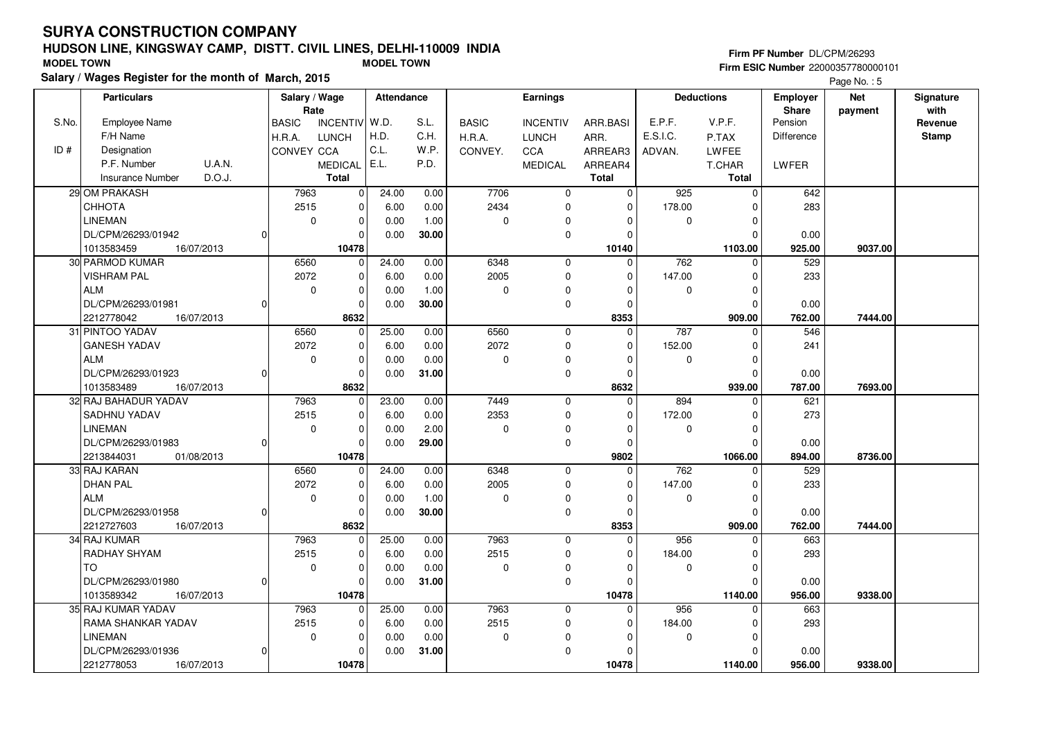# SURYA CONSTRUCTION COMPANY

## HUDSON LINE, KINGSWAY CAMP, DISTT. CIVIL LINES, DELHI-110009 INDIA

MODEL TOWN　　　　MODEL TOWN

**Salary / Wages Register for the month of March, 2015**

Firm PF Number DL/CPM/26293
Firm ESIC Number 22000357780000101

| S.No. / ID # | Particulars: Employee Name / F/H Name / Designation / P.F. Number / U.A.N. / Insurance Number / D.O.J. | Salary / Wage Rate: BASIC / H.R.A. / CONVEY | INCENTIV / LUNCH / CCA / MEDICAL / Total | Attendance: W.D. / H.D. / C.L. / E.L. | S.L. / C.H. / W.P. / P.D. | Earnings: BASIC / H.R.A. / CONVEY. | INCENTIV / LUNCH / CCA / MEDICAL | ARR.BASI / ARR. / ARREAR3 / ARREAR4 / Total | Deductions: E.P.F. / E.S.I.C. / ADVAN. | V.P.F. / P.TAX / LWFEE / T.CHAR / Total | Employer Share: Pension / Difference / LWFER | Net payment | Signature with Revenue Stamp |
|---|---|---|---|---|---|---|---|---|---|---|---|---|---|
| 29 | OM PRAKASH / CHHOTA / LINEMAN / DL/CPM/26293/01942 / 0 / 1013583459 / 16/07/2013 | 7963 / 2515 / 0 | 0 / 0 / 0 / 0 / 10478 | 24.00 / 6.00 / 0.00 / 0.00 | 0.00 / 0.00 / 1.00 / 30.00 | 7706 / 2434 / 0 | 0 / 0 / 0 / 0 | 0 / 0 / 0 / 0 / 10140 | 925 / 178.00 / 0 | 0 / 0 / 0 / 0 / 1103.00 | 642 / 283 / 0.00 / 925.00 | 9037.00 | |
| 30 | PARMOD KUMAR / VISHRAM PAL / ALM / DL/CPM/26293/01981 / 0 / 2212778042 / 16/07/2013 | 6560 / 2072 / 0 | 0 / 0 / 0 / 0 / 8632 | 24.00 / 6.00 / 0.00 / 0.00 | 0.00 / 0.00 / 1.00 / 30.00 | 6348 / 2005 / 0 | 0 / 0 / 0 / 0 | 0 / 0 / 0 / 0 / 8353 | 762 / 147.00 / 0 | 0 / 0 / 0 / 0 / 909.00 | 529 / 233 / 0.00 / 762.00 | 7444.00 | |
| 31 | PINTOO YADAV / GANESH YADAV / ALM / DL/CPM/26293/01923 / 0 / 1013583489 / 16/07/2013 | 6560 / 2072 / 0 | 0 / 0 / 0 / 0 / 8632 | 25.00 / 6.00 / 0.00 / 0.00 | 0.00 / 0.00 / 0.00 / 31.00 | 6560 / 2072 / 0 | 0 / 0 / 0 / 0 | 0 / 0 / 0 / 0 / 8632 | 787 / 152.00 / 0 | 0 / 0 / 0 / 0 / 939.00 | 546 / 241 / 0.00 / 787.00 | 7693.00 | |
| 32 | RAJ BAHADUR YADAV / SADHNU YADAV / LINEMAN / DL/CPM/26293/01983 / 0 / 2213844031 / 01/08/2013 | 7963 / 2515 / 0 | 0 / 0 / 0 / 0 / 10478 | 23.00 / 6.00 / 0.00 / 0.00 | 0.00 / 0.00 / 2.00 / 29.00 | 7449 / 2353 / 0 | 0 / 0 / 0 / 0 | 0 / 0 / 0 / 0 / 9802 | 894 / 172.00 / 0 | 0 / 0 / 0 / 0 / 1066.00 | 621 / 273 / 0.00 / 894.00 | 8736.00 | |
| 33 | RAJ KARAN / DHAN PAL / ALM / DL/CPM/26293/01958 / 0 / 2212727603 / 16/07/2013 | 6560 / 2072 / 0 | 0 / 0 / 0 / 0 / 8632 | 24.00 / 6.00 / 0.00 / 0.00 | 0.00 / 0.00 / 1.00 / 30.00 | 6348 / 2005 / 0 | 0 / 0 / 0 / 0 | 0 / 0 / 0 / 0 / 8353 | 762 / 147.00 / 0 | 0 / 0 / 0 / 0 / 909.00 | 529 / 233 / 0.00 / 762.00 | 7444.00 | |
| 34 | RAJ KUMAR / RADHAY SHYAM / TO / DL/CPM/26293/01980 / 0 / 1013589342 / 16/07/2013 | 7963 / 2515 / 0 | 0 / 0 / 0 / 0 / 10478 | 25.00 / 6.00 / 0.00 / 0.00 | 0.00 / 0.00 / 0.00 / 31.00 | 7963 / 2515 / 0 | 0 / 0 / 0 / 0 | 0 / 0 / 0 / 0 / 10478 | 956 / 184.00 / 0 | 0 / 0 / 0 / 0 / 1140.00 | 663 / 293 / 0.00 / 956.00 | 9338.00 | |
| 35 | RAJ KUMAR YADAV / RAMA SHANKAR YADAV / LINEMAN / DL/CPM/26293/01936 / 0 / 2212778053 / 16/07/2013 | 7963 / 2515 / 0 | 0 / 0 / 0 / 0 / 10478 | 25.00 / 6.00 / 0.00 / 0.00 | 0.00 / 0.00 / 0.00 / 31.00 | 7963 / 2515 / 0 | 0 / 0 / 0 / 0 | 0 / 0 / 0 / 0 / 10478 | 956 / 184.00 / 0 | 0 / 0 / 0 / 0 / 1140.00 | 663 / 293 / 0.00 / 956.00 | 9338.00 | |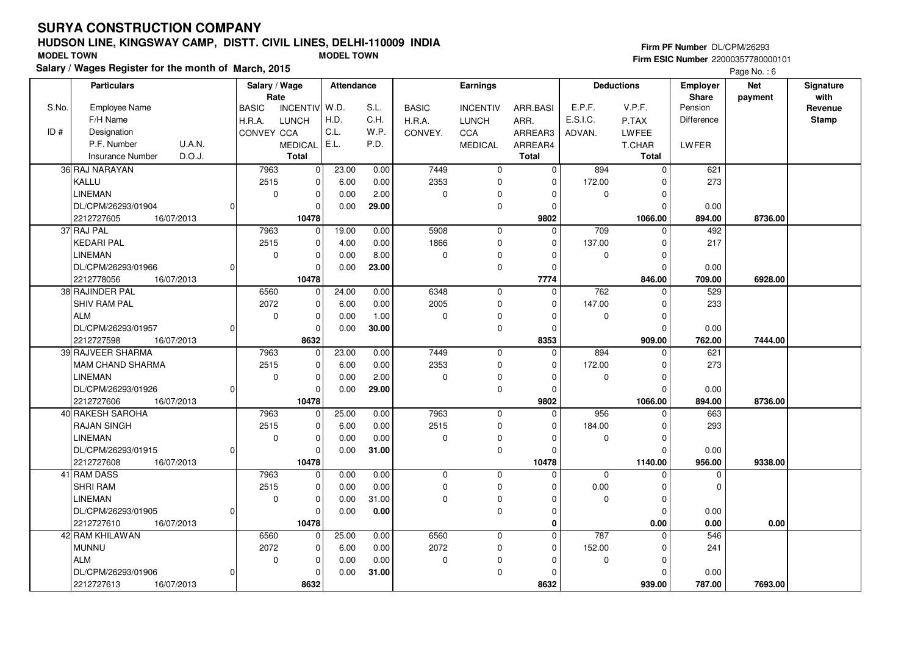# SURYA CONSTRUCTION COMPANY

## HUDSON LINE, KINGSWAY CAMP, DISTT. CIVIL LINES, DELHI-110009 INDIA

**MODEL TOWN** **MODEL TOWN**

**Salary / Wages Register for the month of March, 2015**

**Firm PF Number** DL/CPM/26293
**Firm ESIC Number** 22000357780000101

Page No. : 6

| S.No. / ID # | Particulars: Employee Name / F/H Name / Designation / P.F. Number / U.A.N. / Insurance Number / D.O.J. | Salary / Wage Rate: BASIC / H.R.A. / CONVEY | INCENTIV / LUNCH / CCA / MEDICAL / Total | Attendance: W.D. / H.D. / C.L. / E.L. | S.L. / C.H. / W.P. / P.D. | Earnings: BASIC / H.R.A. / CONVEY. | INCENTIV / LUNCH / CCA / MEDICAL | ARR.BASI / ARR. / ARREAR3 / ARREAR4 / Total | Deductions: E.P.F. / E.S.I.C. / ADVAN. | V.P.F. / P.TAX / LWFEE / T.CHAR / Total | Employer Share: Pension / Difference / LWFER | Net payment | Signature with Revenue Stamp |
|---|---|---|---|---|---|---|---|---|---|---|---|---|---|
| 36 | RAJ NARAYAN<br>KALLU<br>LINEMAN<br>DL/CPM/26293/01904 / 0<br>2212727605 / 16/07/2013 | 7963<br>2515<br>0 | 0<br>0<br>0<br>0<br>10478 | 23.00<br>6.00<br>0.00<br>0.00 | 0.00<br>0.00<br>2.00<br>29.00 | 7449<br>2353<br>0 | 0<br>0<br>0<br>0 | 0<br>0<br>0<br>0<br>9802 | 894<br>172.00<br>0 | 0<br>0<br>0<br>0<br>1066.00 | 621<br>273<br>0.00<br>894.00 | 8736.00 | |
| 37 | RAJ PAL<br>KEDARI PAL<br>LINEMAN<br>DL/CPM/26293/01966 / 0<br>2212778056 / 16/07/2013 | 7963<br>2515<br>0 | 0<br>0<br>0<br>0<br>10478 | 19.00<br>4.00<br>0.00<br>0.00 | 0.00<br>0.00<br>8.00<br>23.00 | 5908<br>1866<br>0 | 0<br>0<br>0<br>0 | 0<br>0<br>0<br>0<br>7774 | 709<br>137.00<br>0 | 0<br>0<br>0<br>0<br>846.00 | 492<br>217<br>0.00<br>709.00 | 6928.00 | |
| 38 | RAJINDER PAL<br>SHIV RAM PAL<br>ALM<br>DL/CPM/26293/01957 / 0<br>2212727598 / 16/07/2013 | 6560<br>2072<br>0 | 0<br>0<br>0<br>0<br>8632 | 24.00<br>6.00<br>0.00<br>0.00 | 0.00<br>0.00<br>1.00<br>30.00 | 6348<br>2005<br>0 | 0<br>0<br>0<br>0 | 0<br>0<br>0<br>0<br>8353 | 762<br>147.00<br>0 | 0<br>0<br>0<br>0<br>909.00 | 529<br>233<br>0.00<br>762.00 | 7444.00 | |
| 39 | RAJVEER SHARMA<br>MAM CHAND SHARMA<br>LINEMAN<br>DL/CPM/26293/01926 / 0<br>2212727606 / 16/07/2013 | 7963<br>2515<br>0 | 0<br>0<br>0<br>0<br>10478 | 23.00<br>6.00<br>0.00<br>0.00 | 0.00<br>0.00<br>2.00<br>29.00 | 7449<br>2353<br>0 | 0<br>0<br>0<br>0 | 0<br>0<br>0<br>0<br>9802 | 894<br>172.00<br>0 | 0<br>0<br>0<br>0<br>1066.00 | 621<br>273<br>0.00<br>894.00 | 8736.00 | |
| 40 | RAKESH SAROHA<br>RAJAN SINGH<br>LINEMAN<br>DL/CPM/26293/01915 / 0<br>2212727608 / 16/07/2013 | 7963<br>2515<br>0 | 0<br>0<br>0<br>0<br>10478 | 25.00<br>6.00<br>0.00<br>0.00 | 0.00<br>0.00<br>0.00<br>31.00 | 7963<br>2515<br>0 | 0<br>0<br>0<br>0 | 0<br>0<br>0<br>0<br>10478 | 956<br>184.00<br>0 | 0<br>0<br>0<br>0<br>1140.00 | 663<br>293<br>0.00<br>956.00 | 9338.00 | |
| 41 | RAM DASS<br>SHRI RAM<br>LINEMAN<br>DL/CPM/26293/01905 / 0<br>2212727610 / 16/07/2013 | 7963<br>2515<br>0 | 0<br>0<br>0<br>0<br>10478 | 0.00<br>0.00<br>0.00<br>0.00 | 0.00<br>0.00<br>31.00<br>0.00 | 0<br>0<br>0 | 0<br>0<br>0<br>0 | 0<br>0<br>0<br>0<br>0 | 0<br>0.00<br>0 | 0<br>0<br>0<br>0<br>0.00 | 0<br>0<br>0.00<br>0.00 | 0.00 | |
| 42 | RAM KHILAWAN<br>MUNNU<br>ALM<br>DL/CPM/26293/01906 / 0<br>2212727613 / 16/07/2013 | 6560<br>2072<br>0 | 0<br>0<br>0<br>0<br>8632 | 25.00<br>6.00<br>0.00<br>0.00 | 0.00<br>0.00<br>0.00<br>31.00 | 6560<br>2072<br>0 | 0<br>0<br>0<br>0 | 0<br>0<br>0<br>0<br>8632 | 787<br>152.00<br>0 | 0<br>0<br>0<br>0<br>939.00 | 546<br>241<br>0.00<br>787.00 | 7693.00 | |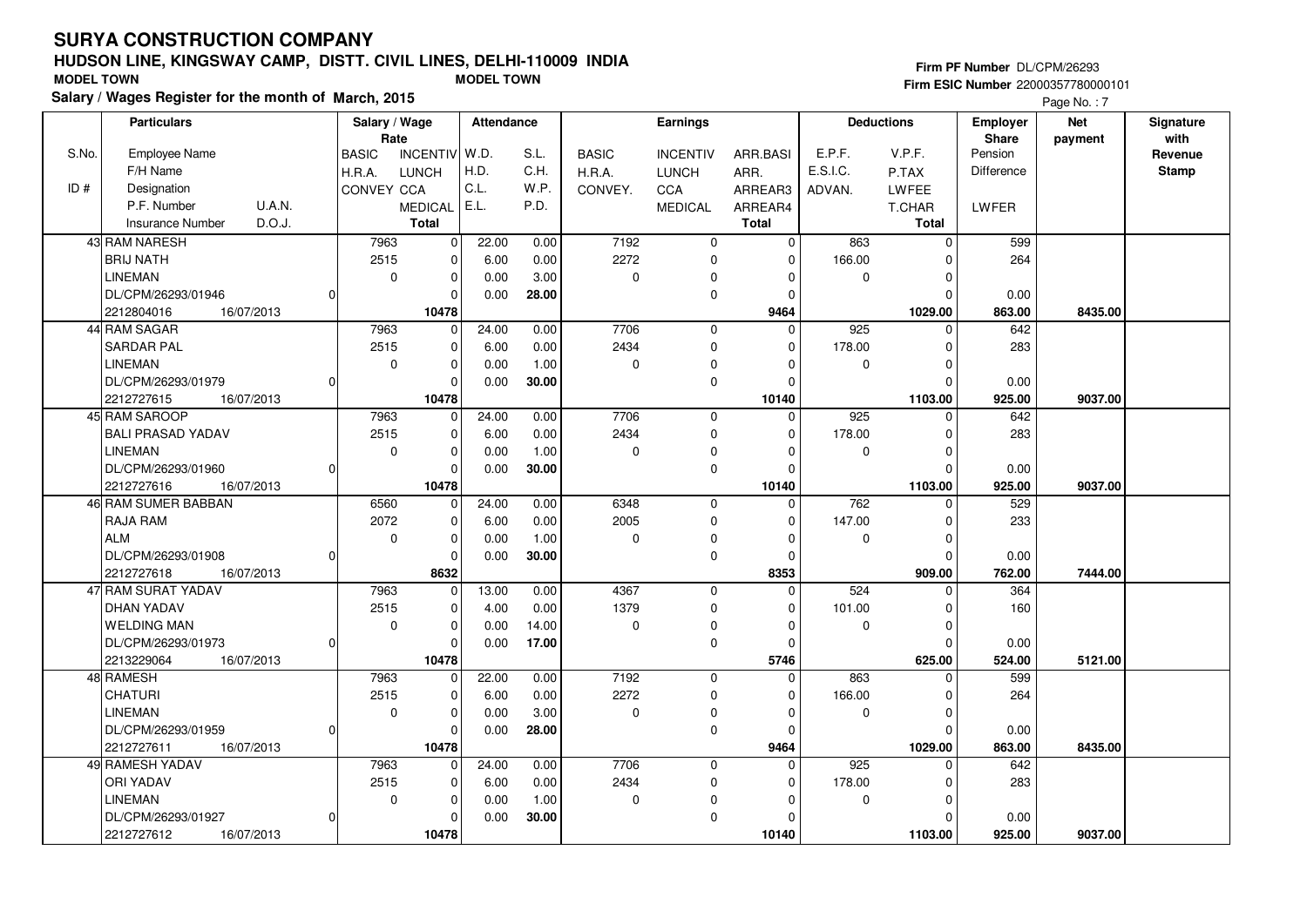# SURYA CONSTRUCTION COMPANY

## HUDSON LINE, KINGSWAY CAMP, DISTT. CIVIL LINES, DELHI-110009 INDIA

**MODEL TOWN** **MODEL TOWN**

**Firm PF Number** DL/CPM/26293

**Firm ESIC Number** 22000357780000101

**Salary / Wages Register for the month of March, 2015**

| S.No. / ID # | Particulars: Employee Name / F/H Name / Designation / P.F. Number U.A.N. / Insurance Number D.O.J. | Salary / Wage Rate: BASIC / H.R.A. / CONVEY | INCENTIV / LUNCH / CCA / MEDICAL / Total | Attendance: W.D. / H.D. / C.L. / E.L. | S.L. / C.H. / W.P. / P.D. | Earnings: BASIC / H.R.A. / CONVEY. | INCENTIV / LUNCH / CCA / MEDICAL | ARR.BASI / ARR. / ARREAR3 / ARREAR4 / Total | Deductions: E.P.F. / E.S.I.C. / ADVAN. | V.P.F. / P.TAX / LWFEE / T.CHAR / Total | Employer Share: Pension / Difference / LWFER | Net payment | Signature with Revenue Stamp |
|---|---|---|---|---|---|---|---|---|---|---|---|---|---|
| 43 | RAM NARESH<br>BRIJ NATH<br>LINEMAN<br>DL/CPM/26293/01946 0<br>2212804016 16/07/2013 | 7963<br>2515<br>0 | 0<br>0<br>0<br>0<br>10478 | 22.00<br>6.00<br>0.00<br>0.00 | 0.00<br>0.00<br>3.00<br>28.00 | 7192<br>2272<br>0 | 0<br>0<br>0<br>0 | 0<br>0<br>0<br>0<br>9464 | 863<br>166.00<br>0 | 0<br>0<br>0<br>0<br>1029.00 | 599<br>264<br>0.00<br>863.00 | 8435.00 | |
| 44 | RAM SAGAR<br>SARDAR PAL<br>LINEMAN<br>DL/CPM/26293/01979 0<br>2212727615 16/07/2013 | 7963<br>2515<br>0 | 0<br>0<br>0<br>0<br>10478 | 24.00<br>6.00<br>0.00<br>0.00 | 0.00<br>0.00<br>1.00<br>30.00 | 7706<br>2434<br>0 | 0<br>0<br>0<br>0 | 0<br>0<br>0<br>0<br>10140 | 925<br>178.00<br>0 | 0<br>0<br>0<br>0<br>1103.00 | 642<br>283<br>0.00<br>925.00 | 9037.00 | |
| 45 | RAM SAROOP<br>BALI PRASAD YADAV<br>LINEMAN<br>DL/CPM/26293/01960 0<br>2212727616 16/07/2013 | 7963<br>2515<br>0 | 0<br>0<br>0<br>0<br>10478 | 24.00<br>6.00<br>0.00<br>0.00 | 0.00<br>0.00<br>1.00<br>30.00 | 7706<br>2434<br>0 | 0<br>0<br>0<br>0 | 0<br>0<br>0<br>0<br>10140 | 925<br>178.00<br>0 | 0<br>0<br>0<br>0<br>1103.00 | 642<br>283<br>0.00<br>925.00 | 9037.00 | |
| 46 | RAM SUMER BABBAN<br>RAJA RAM<br>ALM<br>DL/CPM/26293/01908 0<br>2212727618 16/07/2013 | 6560<br>2072<br>0 | 0<br>0<br>0<br>0<br>8632 | 24.00<br>6.00<br>0.00<br>0.00 | 0.00<br>0.00<br>1.00<br>30.00 | 6348<br>2005<br>0 | 0<br>0<br>0<br>0 | 0<br>0<br>0<br>0<br>8353 | 762<br>147.00<br>0 | 0<br>0<br>0<br>0<br>909.00 | 529<br>233<br>0.00<br>762.00 | 7444.00 | |
| 47 | RAM SURAT YADAV<br>DHAN YADAV<br>WELDING MAN<br>DL/CPM/26293/01973 0<br>2213229064 16/07/2013 | 7963<br>2515<br>0 | 0<br>0<br>0<br>0<br>10478 | 13.00<br>4.00<br>0.00<br>0.00 | 0.00<br>0.00<br>14.00<br>17.00 | 4367<br>1379<br>0 | 0<br>0<br>0<br>0 | 0<br>0<br>0<br>0<br>5746 | 524<br>101.00<br>0 | 0<br>0<br>0<br>0<br>625.00 | 364<br>160<br>0.00<br>524.00 | 5121.00 | |
| 48 | RAMESH<br>CHATURI<br>LINEMAN<br>DL/CPM/26293/01959 0<br>2212727611 16/07/2013 | 7963<br>2515<br>0 | 0<br>0<br>0<br>0<br>10478 | 22.00<br>6.00<br>0.00<br>0.00 | 0.00<br>0.00<br>3.00<br>28.00 | 7192<br>2272<br>0 | 0<br>0<br>0<br>0 | 0<br>0<br>0<br>0<br>9464 | 863<br>166.00<br>0 | 0<br>0<br>0<br>0<br>1029.00 | 599<br>264<br>0.00<br>863.00 | 8435.00 | |
| 49 | RAMESH YADAV<br>ORI YADAV<br>LINEMAN<br>DL/CPM/26293/01927 0<br>2212727612 16/07/2013 | 7963<br>2515<br>0 | 0<br>0<br>0<br>0<br>10478 | 24.00<br>6.00<br>0.00<br>0.00 | 0.00<br>0.00<br>1.00<br>30.00 | 7706<br>2434<br>0 | 0<br>0<br>0<br>0 | 0<br>0<br>0<br>0<br>10140 | 925<br>178.00<br>0 | 0<br>0<br>0<br>0<br>1103.00 | 642<br>283<br>0.00<br>925.00 | 9037.00 | |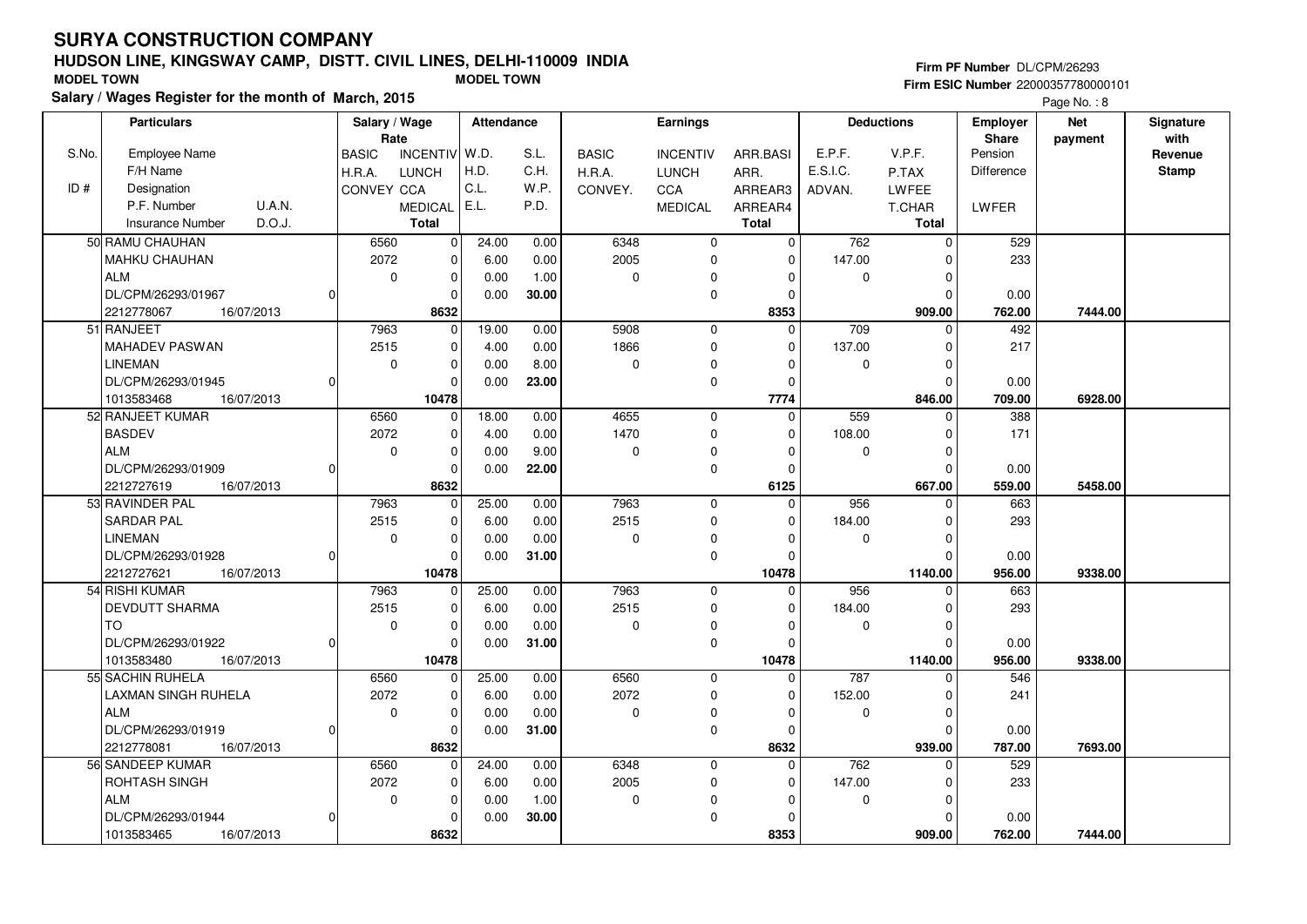# SURYA CONSTRUCTION COMPANY

## HUDSON LINE, KINGSWAY CAMP, DISTT. CIVIL LINES, DELHI-110009 INDIA

**MODEL TOWN** **MODEL TOWN**

**Salary / Wages Register for the month of March, 2015**

**Firm PF Number** DL/CPM/26293
**Firm ESIC Number** 22000357780000101

Page No. : 8

| S.No. / ID # | Particulars: Employee Name / F/H Name / Designation / P.F. Number U.A.N. / Insurance Number D.O.J. | Salary / Wage Rate: BASIC / H.R.A. / CONVEY | INCENTIV / LUNCH / CCA / MEDICAL / Total | Attendance: W.D. / H.D. / C.L. / E.L. | S.L. / C.H. / W.P. / P.D. | Earnings: BASIC / H.R.A. / CONVEY. | INCENTIV / LUNCH / CCA / MEDICAL | ARR.BASI / ARR. / ARREAR3 / ARREAR4 / Total | Deductions: E.P.F. / E.S.I.C. / ADVAN. | V.P.F. / P.TAX / LWFEE / T.CHAR / Total | Employer Share: Pension / Difference / LWFER | Net payment | Signature with Revenue Stamp |
|---|---|---|---|---|---|---|---|---|---|---|---|---|---|
| 50 | RAMU CHAUHAN | 6560 | 0 | 24.00 | 0.00 | 6348 | 0 | 0 | 762 | 0 | 529 | | |
| | MAHKU CHAUHAN | 2072 | 0 | 6.00 | 0.00 | 2005 | 0 | 0 | 147.00 | 0 | 233 | | |
| | ALM | 0 | 0 | 0.00 | 1.00 | 0 | 0 | 0 | 0 | 0 | | | |
| | DL/CPM/26293/01967 0 | | 0 | 0.00 | 30.00 | | 0 | 0 | | 0 | 0.00 | | |
| | 2212778067 16/07/2013 | | 8632 | | | | | 8353 | | 909.00 | 762.00 | 7444.00 | |
| 51 | RANJEET | 7963 | 0 | 19.00 | 0.00 | 5908 | 0 | 0 | 709 | 0 | 492 | | |
| | MAHADEV PASWAN | 2515 | 0 | 4.00 | 0.00 | 1866 | 0 | 0 | 137.00 | 0 | 217 | | |
| | LINEMAN | 0 | 0 | 0.00 | 8.00 | 0 | 0 | 0 | 0 | 0 | | | |
| | DL/CPM/26293/01945 0 | | 0 | 0.00 | 23.00 | | 0 | 0 | | 0 | 0.00 | | |
| | 1013583468 16/07/2013 | | 10478 | | | | | 7774 | | 846.00 | 709.00 | 6928.00 | |
| 52 | RANJEET KUMAR | 6560 | 0 | 18.00 | 0.00 | 4655 | 0 | 0 | 559 | 0 | 388 | | |
| | BASDEV | 2072 | 0 | 4.00 | 0.00 | 1470 | 0 | 0 | 108.00 | 0 | 171 | | |
| | ALM | 0 | 0 | 0.00 | 9.00 | 0 | 0 | 0 | 0 | 0 | | | |
| | DL/CPM/26293/01909 0 | | 0 | 0.00 | 22.00 | | 0 | 0 | | 0 | 0.00 | | |
| | 2212727619 16/07/2013 | | 8632 | | | | | 6125 | | 667.00 | 559.00 | 5458.00 | |
| 53 | RAVINDER PAL | 7963 | 0 | 25.00 | 0.00 | 7963 | 0 | 0 | 956 | 0 | 663 | | |
| | SARDAR PAL | 2515 | 0 | 6.00 | 0.00 | 2515 | 0 | 0 | 184.00 | 0 | 293 | | |
| | LINEMAN | 0 | 0 | 0.00 | 0.00 | 0 | 0 | 0 | 0 | 0 | | | |
| | DL/CPM/26293/01928 0 | | 0 | 0.00 | 31.00 | | 0 | 0 | | 0 | 0.00 | | |
| | 2212727621 16/07/2013 | | 10478 | | | | | 10478 | | 1140.00 | 956.00 | 9338.00 | |
| 54 | RISHI KUMAR | 7963 | 0 | 25.00 | 0.00 | 7963 | 0 | 0 | 956 | 0 | 663 | | |
| | DEVDUTT SHARMA | 2515 | 0 | 6.00 | 0.00 | 2515 | 0 | 0 | 184.00 | 0 | 293 | | |
| | TO | 0 | 0 | 0.00 | 0.00 | 0 | 0 | 0 | 0 | 0 | | | |
| | DL/CPM/26293/01922 0 | | 0 | 0.00 | 31.00 | | 0 | 0 | | 0 | 0.00 | | |
| | 1013583480 16/07/2013 | | 10478 | | | | | 10478 | | 1140.00 | 956.00 | 9338.00 | |
| 55 | SACHIN RUHELA | 6560 | 0 | 25.00 | 0.00 | 6560 | 0 | 0 | 787 | 0 | 546 | | |
| | LAXMAN SINGH RUHELA | 2072 | 0 | 6.00 | 0.00 | 2072 | 0 | 0 | 152.00 | 0 | 241 | | |
| | ALM | 0 | 0 | 0.00 | 0.00 | 0 | 0 | 0 | 0 | 0 | | | |
| | DL/CPM/26293/01919 0 | | 0 | 0.00 | 31.00 | | 0 | 0 | | 0 | 0.00 | | |
| | 2212778081 16/07/2013 | | 8632 | | | | | 8632 | | 939.00 | 787.00 | 7693.00 | |
| 56 | SANDEEP KUMAR | 6560 | 0 | 24.00 | 0.00 | 6348 | 0 | 0 | 762 | 0 | 529 | | |
| | ROHTASH SINGH | 2072 | 0 | 6.00 | 0.00 | 2005 | 0 | 0 | 147.00 | 0 | 233 | | |
| | ALM | 0 | 0 | 0.00 | 1.00 | 0 | 0 | 0 | 0 | 0 | | | |
| | DL/CPM/26293/01944 0 | | 0 | 0.00 | 30.00 | | 0 | 0 | | 0 | 0.00 | | |
| | 1013583465 16/07/2013 | | 8632 | | | | | 8353 | | 909.00 | 762.00 | 7444.00 | |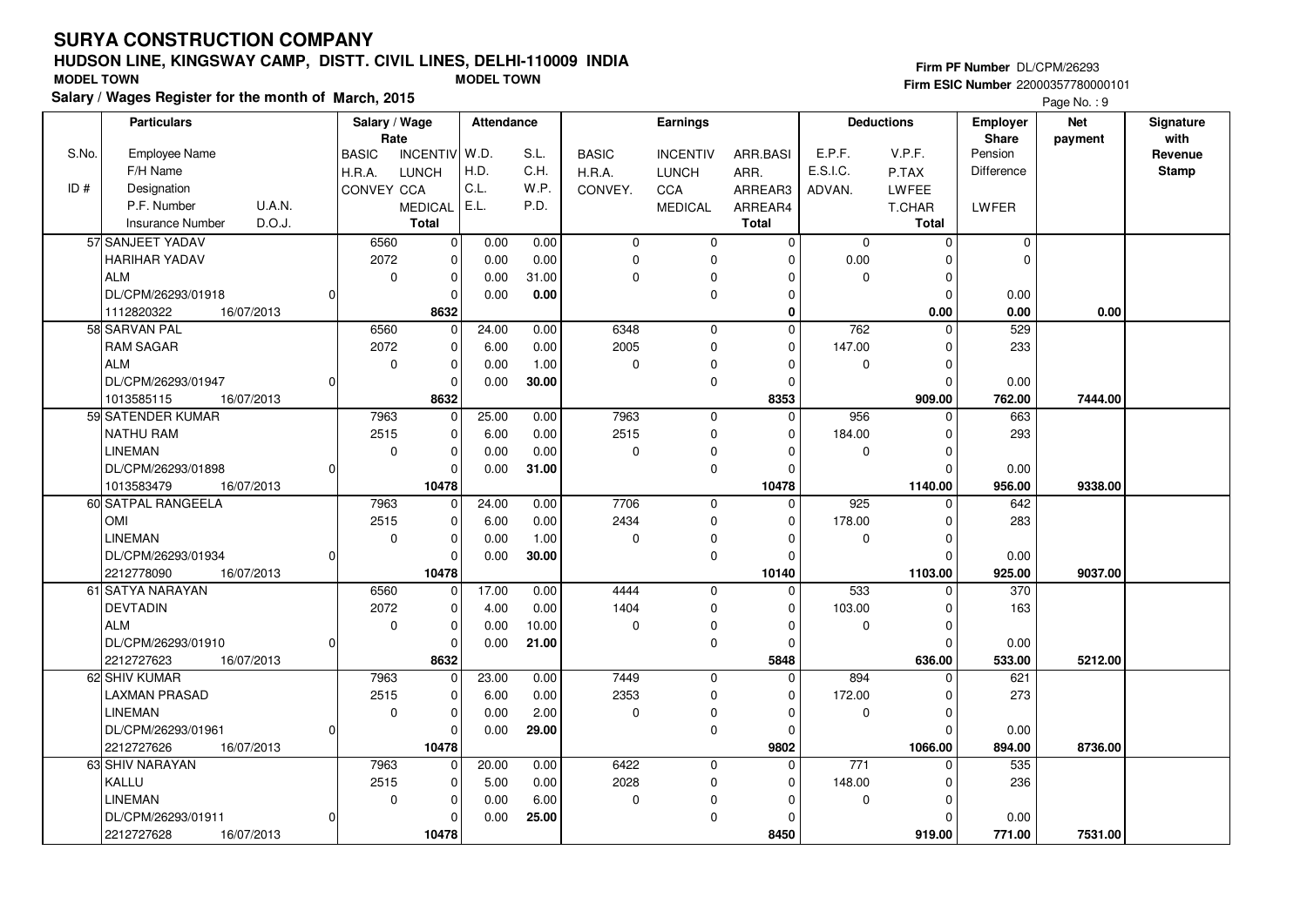# SURYA CONSTRUCTION COMPANY

## HUDSON LINE, KINGSWAY CAMP, DISTT. CIVIL LINES, DELHI-110009 INDIA

MODEL TOWN MODEL TOWN

**Salary / Wages Register for the month of March, 2015**

Firm PF Number DL/CPM/26293
Firm ESIC Number 22000357780000101

| S.No. / ID # | Employee Name / F/H Name / Designation / P.F. Number / U.A.N. / Insurance Number / D.O.J. | Salary / Wage Rate: BASIC / H.R.A. / CONVEY | INCENTIV / LUNCH / CCA / MEDICAL / Total | Attendance: W.D. / H.D. / C.L. / E.L. | S.L. / C.H. / W.P. / P.D. | Earnings: BASIC / H.R.A. / CONVEY. | INCENTIV / LUNCH / CCA / MEDICAL | ARR.BASI / ARR. / ARREAR3 / ARREAR4 / Total | Deductions: E.P.F. / E.S.I.C. / ADVAN. | V.P.F. / P.TAX / LWFEE / T.CHAR / Total | Employer Share: Pension / Difference / LWFER | Net payment | Signature with Revenue Stamp |
|---|---|---|---|---|---|---|---|---|---|---|---|---|---|
| 57 | SANJEET YADAV<br>HARIHAR YADAV<br>ALM<br>DL/CPM/26293/01918 0<br>1112820322 16/07/2013 | 6560<br>2072<br>0 | 0<br>0<br>0<br>0<br>**8632** | 0.00<br>0.00<br>0.00<br>0.00 | 0.00<br>0.00<br>31.00<br>**0.00** | 0<br>0<br>0 | 0<br>0<br>0<br>0 | 0<br>0<br>0<br>0<br>**0** | 0<br>0.00<br>0 | 0<br>0<br>0<br>0<br>**0.00** | 0<br>0<br>0.00<br>**0.00** | **0.00** | |
| 58 | SARVAN PAL<br>RAM SAGAR<br>ALM<br>DL/CPM/26293/01947 0<br>1013585115 16/07/2013 | 6560<br>2072<br>0 | 0<br>0<br>0<br>0<br>**8632** | 24.00<br>6.00<br>0.00<br>0.00 | 0.00<br>0.00<br>1.00<br>**30.00** | 6348<br>2005<br>0 | 0<br>0<br>0<br>0 | 0<br>0<br>0<br>0<br>**8353** | 762<br>147.00<br>0 | 0<br>0<br>0<br>0<br>**909.00** | 529<br>233<br>0.00<br>**762.00** | **7444.00** | |
| 59 | SATENDER KUMAR<br>NATHU RAM<br>LINEMAN<br>DL/CPM/26293/01898 0<br>1013583479 16/07/2013 | 7963<br>2515<br>0 | 0<br>0<br>0<br>0<br>**10478** | 25.00<br>6.00<br>0.00<br>0.00 | 0.00<br>0.00<br>0.00<br>**31.00** | 7963<br>2515<br>0 | 0<br>0<br>0<br>0 | 0<br>0<br>0<br>0<br>**10478** | 956<br>184.00<br>0 | 0<br>0<br>0<br>0<br>**1140.00** | 663<br>293<br>0.00<br>**956.00** | **9338.00** | |
| 60 | SATPAL RANGEELA<br>OMI<br>LINEMAN<br>DL/CPM/26293/01934 0<br>2212778090 16/07/2013 | 7963<br>2515<br>0 | 0<br>0<br>0<br>0<br>**10478** | 24.00<br>6.00<br>0.00<br>0.00 | 0.00<br>0.00<br>1.00<br>**30.00** | 7706<br>2434<br>0 | 0<br>0<br>0<br>0 | 0<br>0<br>0<br>0<br>**10140** | 925<br>178.00<br>0 | 0<br>0<br>0<br>0<br>**1103.00** | 642<br>283<br>0.00<br>**925.00** | **9037.00** | |
| 61 | SATYA NARAYAN<br>DEVTADIN<br>ALM<br>DL/CPM/26293/01910 0<br>2212727623 16/07/2013 | 6560<br>2072<br>0 | 0<br>0<br>0<br>0<br>**8632** | 17.00<br>4.00<br>0.00<br>0.00 | 0.00<br>0.00<br>10.00<br>**21.00** | 4444<br>1404<br>0 | 0<br>0<br>0<br>0 | 0<br>0<br>0<br>0<br>**5848** | 533<br>103.00<br>0 | 0<br>0<br>0<br>0<br>**636.00** | 370<br>163<br>0.00<br>**533.00** | **5212.00** | |
| 62 | SHIV KUMAR<br>LAXMAN PRASAD<br>LINEMAN<br>DL/CPM/26293/01961 0<br>2212727626 16/07/2013 | 7963<br>2515<br>0 | 0<br>0<br>0<br>0<br>**10478** | 23.00<br>6.00<br>0.00<br>0.00 | 0.00<br>0.00<br>2.00<br>**29.00** | 7449<br>2353<br>0 | 0<br>0<br>0<br>0 | 0<br>0<br>0<br>0<br>**9802** | 894<br>172.00<br>0 | 0<br>0<br>0<br>0<br>**1066.00** | 621<br>273<br>0.00<br>**894.00** | **8736.00** | |
| 63 | SHIV NARAYAN<br>KALLU<br>LINEMAN<br>DL/CPM/26293/01911 0<br>2212727628 16/07/2013 | 7963<br>2515<br>0 | 0<br>0<br>0<br>0<br>**10478** | 20.00<br>5.00<br>0.00<br>0.00 | 0.00<br>0.00<br>6.00<br>**25.00** | 6422<br>2028<br>0 | 0<br>0<br>0<br>0 | 0<br>0<br>0<br>0<br>**8450** | 771<br>148.00<br>0 | 0<br>0<br>0<br>0<br>**919.00** | 535<br>236<br>0.00<br>**771.00** | **7531.00** | |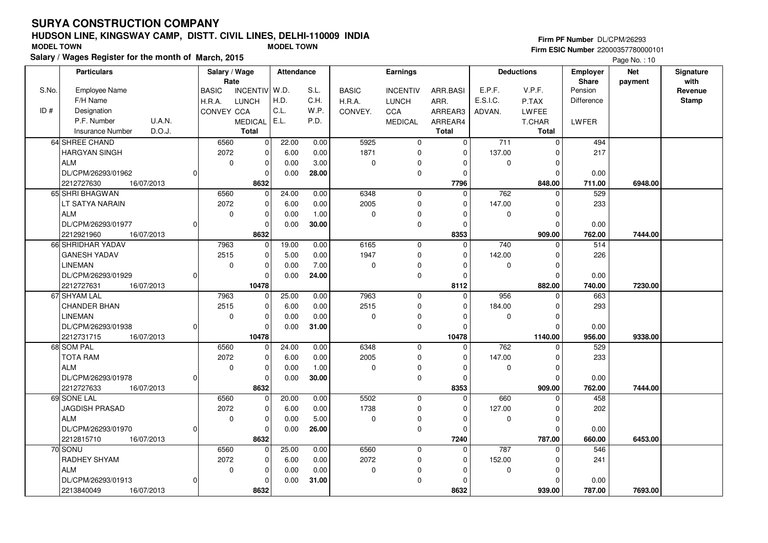# SURYA CONSTRUCTION COMPANY

## HUDSON LINE, KINGSWAY CAMP, DISTT. CIVIL LINES, DELHI-110009 INDIA

MODEL TOWN MODEL TOWN

**Salary / Wages Register for the month of March, 2015**

Firm PF Number DL/CPM/26293
Firm ESIC Number 22000357780000101

| S.No. / ID # | Employee Name / F/H Name / Designation / P.F. Number / U.A.N. / Insurance Number / D.O.J. | BASIC / H.R.A. / CONVEY | INCENTIV / LUNCH / CCA / MEDICAL / Total | W.D. / H.D. / C.L. / E.L. | S.L. / C.H. / W.P. / P.D. | BASIC / H.R.A. / CONVEY. | INCENTIV / LUNCH / CCA / MEDICAL | ARR.BASI / ARR. / ARREAR3 / ARREAR4 / Total | E.P.F. / E.S.I.C. / ADVAN. | V.P.F. / P.TAX / LWFEE / T.CHAR / Total | Employer Share: Pension / Difference / LWFER | Net payment | Signature with Revenue Stamp |
|---|---|---|---|---|---|---|---|---|---|---|---|---|---|
| 64 | SHREE CHAND / HARGYAN SINGH / ALM / DL/CPM/26293/01962 / 0 / 2212727630 / 16/07/2013 | 6560 / 2072 / 0 | 0 / 0 / 0 / 0 / 8632 | 22.00 / 6.00 / 0.00 / 0.00 | 0.00 / 0.00 / 3.00 / 28.00 | 5925 / 1871 / 0 | 0 / 0 / 0 / 0 | 0 / 0 / 0 / 0 / 7796 | 711 / 137.00 / 0 | 0 / 0 / 0 / 0 / 848.00 | 494 / 217 / 0.00 / 711.00 | 6948.00 | |
| 65 | SHRI BHAGWAN / LT SATYA NARAIN / ALM / DL/CPM/26293/01977 / 0 / 2212921960 / 16/07/2013 | 6560 / 2072 / 0 | 0 / 0 / 0 / 0 / 8632 | 24.00 / 6.00 / 0.00 / 0.00 | 0.00 / 0.00 / 1.00 / 30.00 | 6348 / 2005 / 0 | 0 / 0 / 0 / 0 | 0 / 0 / 0 / 0 / 8353 | 762 / 147.00 / 0 | 0 / 0 / 0 / 0 / 909.00 | 529 / 233 / 0.00 / 762.00 | 7444.00 | |
| 66 | SHRIDHAR YADAV / GANESH YADAV / LINEMAN / DL/CPM/26293/01929 / 0 / 2212727631 / 16/07/2013 | 7963 / 2515 / 0 | 0 / 0 / 0 / 0 / 10478 | 19.00 / 5.00 / 0.00 / 0.00 | 0.00 / 0.00 / 7.00 / 24.00 | 6165 / 1947 / 0 | 0 / 0 / 0 / 0 | 0 / 0 / 0 / 0 / 8112 | 740 / 142.00 / 0 | 0 / 0 / 0 / 0 / 882.00 | 514 / 226 / 0.00 / 740.00 | 7230.00 | |
| 67 | SHYAM LAL / CHANDER BHAN / LINEMAN / DL/CPM/26293/01938 / 0 / 2212731715 / 16/07/2013 | 7963 / 2515 / 0 | 0 / 0 / 0 / 0 / 10478 | 25.00 / 6.00 / 0.00 / 0.00 | 0.00 / 0.00 / 0.00 / 31.00 | 7963 / 2515 / 0 | 0 / 0 / 0 / 0 | 0 / 0 / 0 / 0 / 10478 | 956 / 184.00 / 0 | 0 / 0 / 0 / 0 / 1140.00 | 663 / 293 / 0.00 / 956.00 | 9338.00 | |
| 68 | SOM PAL / TOTA RAM / ALM / DL/CPM/26293/01978 / 0 / 2212727633 / 16/07/2013 | 6560 / 2072 / 0 | 0 / 0 / 0 / 0 / 8632 | 24.00 / 6.00 / 0.00 / 0.00 | 0.00 / 0.00 / 1.00 / 30.00 | 6348 / 2005 / 0 | 0 / 0 / 0 / 0 | 0 / 0 / 0 / 0 / 8353 | 762 / 147.00 / 0 | 0 / 0 / 0 / 0 / 909.00 | 529 / 233 / 0.00 / 762.00 | 7444.00 | |
| 69 | SONE LAL / JAGDISH PRASAD / ALM / DL/CPM/26293/01970 / 0 / 2212815710 / 16/07/2013 | 6560 / 2072 / 0 | 0 / 0 / 0 / 0 / 8632 | 20.00 / 6.00 / 0.00 / 0.00 | 0.00 / 0.00 / 5.00 / 26.00 | 5502 / 1738 / 0 | 0 / 0 / 0 / 0 | 0 / 0 / 0 / 0 / 7240 | 660 / 127.00 / 0 | 0 / 0 / 0 / 0 / 787.00 | 458 / 202 / 0.00 / 660.00 | 6453.00 | |
| 70 | SONU / RADHEY SHYAM / ALM / DL/CPM/26293/01913 / 0 / 2213840049 / 16/07/2013 | 6560 / 2072 / 0 | 0 / 0 / 0 / 0 / 8632 | 25.00 / 6.00 / 0.00 / 0.00 | 0.00 / 0.00 / 0.00 / 31.00 | 6560 / 2072 / 0 | 0 / 0 / 0 / 0 | 0 / 0 / 0 / 0 / 8632 | 787 / 152.00 / 0 | 0 / 0 / 0 / 0 / 939.00 | 546 / 241 / 0.00 / 787.00 | 7693.00 | |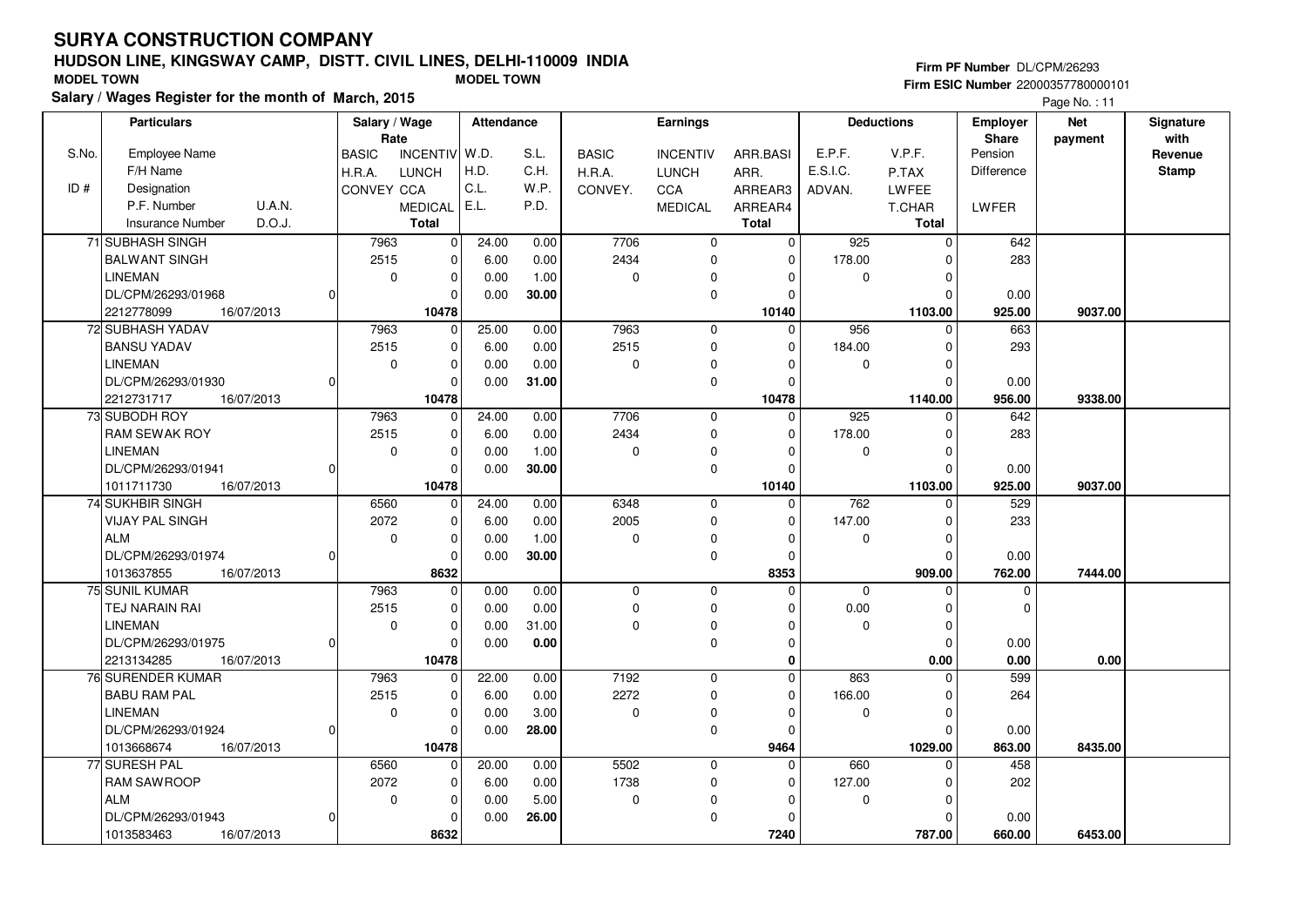# SURYA CONSTRUCTION COMPANY

## HUDSON LINE, KINGSWAY CAMP, DISTT. CIVIL LINES, DELHI-110009 INDIA

**MODEL TOWN** **MODEL TOWN**

**Salary / Wages Register for the month of March, 2015**

Firm PF Number DL/CPM/26293
Firm ESIC Number 22000357780000101

| S.No. / ID # | Particulars: Employee Name / F/H Name / Designation / P.F. Number, U.A.N. / Insurance Number, D.O.J. | Salary / Wage Rate: BASIC / H.R.A. / CONVEY / | Salary / Wage Rate: INCENTIV / LUNCH / CCA / MEDICAL / Total | Attendance: W.D. / H.D. / C.L. / E.L. | Attendance: S.L. / C.H. / W.P. / P.D. | Earnings: BASIC / H.R.A. / CONVEY. | Earnings: INCENTIV / LUNCH / CCA / MEDICAL | Earnings: ARR.BASI / ARR. / ARREAR3 / ARREAR4 / Total | Deductions: E.P.F. / E.S.I.C. / ADVAN. | Deductions: V.P.F. / P.TAX / LWFEE / T.CHAR / Total | Employer Share: Pension / Difference / LWFER | Net payment | Signature with Revenue Stamp |
|---|---|---|---|---|---|---|---|---|---|---|---|---|---|
| 71 | SUBHASH SINGH | 7963 | 0 | 24.00 | 0.00 | 7706 | 0 | 0 | 925 | 0 | 642 | | |
| | BALWANT SINGH | 2515 | 0 | 6.00 | 0.00 | 2434 | 0 | 0 | 178.00 | 0 | 283 | | |
| | LINEMAN | 0 | 0 | 0.00 | 1.00 | 0 | 0 | 0 | 0 | 0 | | | |
| | DL/CPM/26293/01968 0 | | 0 | 0.00 | 30.00 | | 0 | 0 | | 0 | 0.00 | | |
| | 2212778099 16/07/2013 | | 10478 | | | | | 10140 | | 1103.00 | 925.00 | 9037.00 | |
| 72 | SUBHASH YADAV | 7963 | 0 | 25.00 | 0.00 | 7963 | 0 | 0 | 956 | 0 | 663 | | |
| | BANSU YADAV | 2515 | 0 | 6.00 | 0.00 | 2515 | 0 | 0 | 184.00 | 0 | 293 | | |
| | LINEMAN | 0 | 0 | 0.00 | 0.00 | 0 | 0 | 0 | 0 | 0 | | | |
| | DL/CPM/26293/01930 0 | | 0 | 0.00 | 31.00 | | 0 | 0 | | 0 | 0.00 | | |
| | 2212731717 16/07/2013 | | 10478 | | | | | 10478 | | 1140.00 | 956.00 | 9338.00 | |
| 73 | SUBODH ROY | 7963 | 0 | 24.00 | 0.00 | 7706 | 0 | 0 | 925 | 0 | 642 | | |
| | RAM SEWAK ROY | 2515 | 0 | 6.00 | 0.00 | 2434 | 0 | 0 | 178.00 | 0 | 283 | | |
| | LINEMAN | 0 | 0 | 0.00 | 1.00 | 0 | 0 | 0 | 0 | 0 | | | |
| | DL/CPM/26293/01941 0 | | 0 | 0.00 | 30.00 | | 0 | 0 | | 0 | 0.00 | | |
| | 1011711730 16/07/2013 | | 10478 | | | | | 10140 | | 1103.00 | 925.00 | 9037.00 | |
| 74 | SUKHBIR SINGH | 6560 | 0 | 24.00 | 0.00 | 6348 | 0 | 0 | 762 | 0 | 529 | | |
| | VIJAY PAL SINGH | 2072 | 0 | 6.00 | 0.00 | 2005 | 0 | 0 | 147.00 | 0 | 233 | | |
| | ALM | 0 | 0 | 0.00 | 1.00 | 0 | 0 | 0 | 0 | 0 | | | |
| | DL/CPM/26293/01974 0 | | 0 | 0.00 | 30.00 | | 0 | 0 | | 0 | 0.00 | | |
| | 1013637855 16/07/2013 | | 8632 | | | | | 8353 | | 909.00 | 762.00 | 7444.00 | |
| 75 | SUNIL KUMAR | 7963 | 0 | 0.00 | 0.00 | 0 | 0 | 0 | 0 | 0 | 0 | | |
| | TEJ NARAIN RAI | 2515 | 0 | 0.00 | 0.00 | 0 | 0 | 0 | 0.00 | 0 | 0 | | |
| | LINEMAN | 0 | 0 | 0.00 | 31.00 | 0 | 0 | 0 | 0 | 0 | | | |
| | DL/CPM/26293/01975 0 | | 0 | 0.00 | 0.00 | | 0 | 0 | | 0 | 0.00 | | |
| | 2213134285 16/07/2013 | | 10478 | | | | | 0 | | 0.00 | 0.00 | 0.00 | |
| 76 | SURENDER KUMAR | 7963 | 0 | 22.00 | 0.00 | 7192 | 0 | 0 | 863 | 0 | 599 | | |
| | BABU RAM PAL | 2515 | 0 | 6.00 | 0.00 | 2272 | 0 | 0 | 166.00 | 0 | 264 | | |
| | LINEMAN | 0 | 0 | 0.00 | 3.00 | 0 | 0 | 0 | 0 | 0 | | | |
| | DL/CPM/26293/01924 0 | | 0 | 0.00 | 28.00 | | 0 | 0 | | 0 | 0.00 | | |
| | 1013668674 16/07/2013 | | 10478 | | | | | 9464 | | 1029.00 | 863.00 | 8435.00 | |
| 77 | SURESH PAL | 6560 | 0 | 20.00 | 0.00 | 5502 | 0 | 0 | 660 | 0 | 458 | | |
| | RAM SAWROOP | 2072 | 0 | 6.00 | 0.00 | 1738 | 0 | 0 | 127.00 | 0 | 202 | | |
| | ALM | 0 | 0 | 0.00 | 5.00 | 0 | 0 | 0 | 0 | 0 | | | |
| | DL/CPM/26293/01943 0 | | 0 | 0.00 | 26.00 | | 0 | 0 | | 0 | 0.00 | | |
| | 1013583463 16/07/2013 | | 8632 | | | | | 7240 | | 787.00 | 660.00 | 6453.00 | |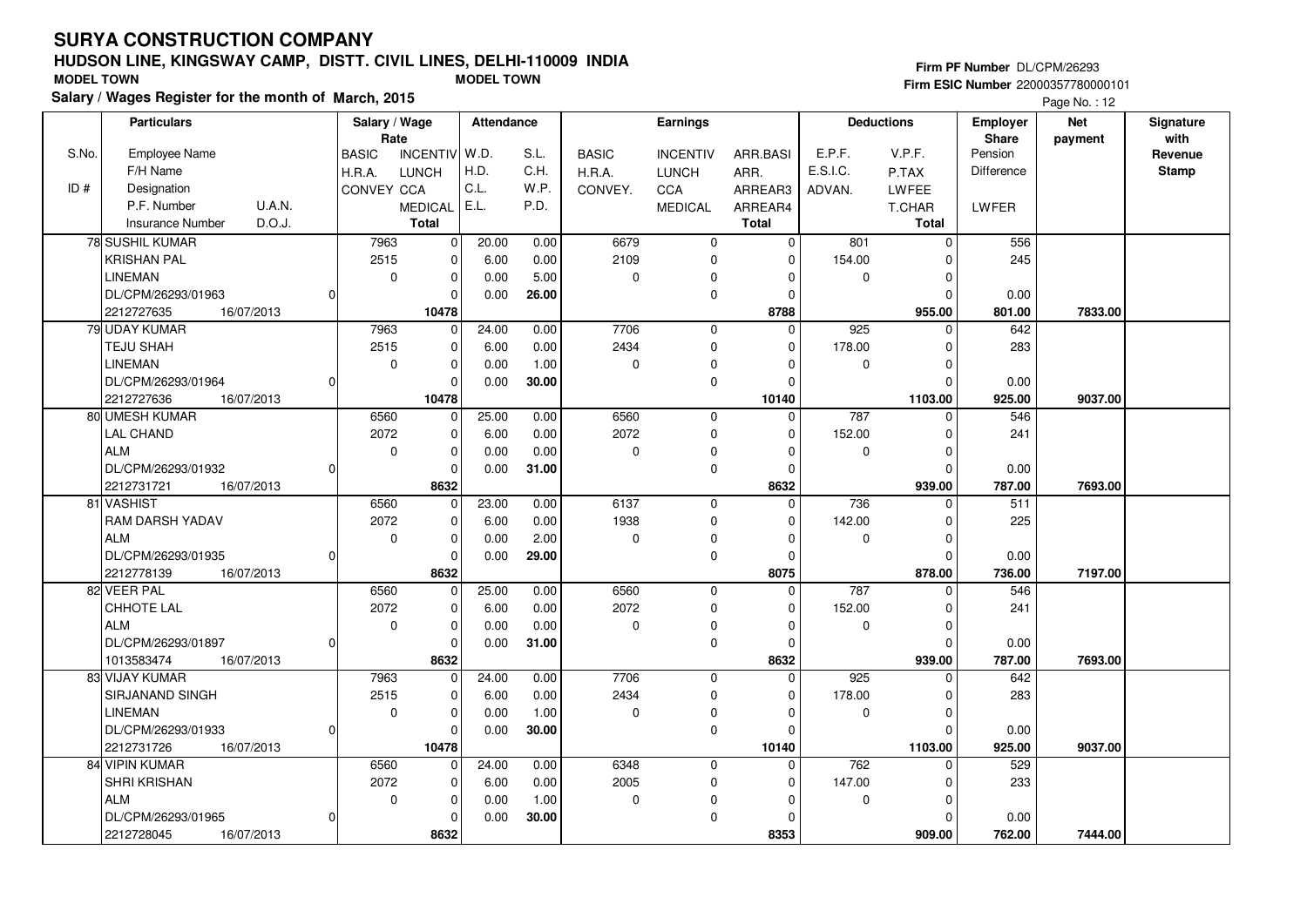# SURYA CONSTRUCTION COMPANY

**HUDSON LINE, KINGSWAY CAMP, DISTT. CIVIL LINES, DELHI-110009 INDIA**

**MODEL TOWN** **MODEL TOWN**

**Salary / Wages Register for the month of March, 2015**

**Firm PF Number** DL/CPM/26293
**Firm ESIC Number** 22000357780000101

Page No. : 12

| S.No. / ID # | Employee Name / F/H Name / Designation / P.F. Number / U.A.N. / Insurance Number / D.O.J. | Salary / Wage Rate: BASIC / H.R.A. / CONVEY | INCENTIV / LUNCH / CCA / MEDICAL / Total | Attendance: W.D. / H.D. / C.L. / E.L. | S.L. / C.H. / W.P. / P.D. | Earnings: BASIC / H.R.A. / CONVEY. | INCENTIV / LUNCH / CCA / MEDICAL | ARR.BASI / ARR. / ARREAR3 / ARREAR4 / Total | Deductions: E.P.F. / E.S.I.C. / ADVAN. | V.P.F. / P.TAX / LWFEE / T.CHAR / Total | Employer Share: Pension / Difference / LWFER | Net payment | Signature with Revenue Stamp |
|---|---|---|---|---|---|---|---|---|---|---|---|---|---|
| 78 | SUSHIL KUMAR / KRISHAN PAL / LINEMAN / DL/CPM/26293/01963 / 0 / 2212727635 / 16/07/2013 | 7963 / 2515 / 0 | 0 / 0 / 0 / 0 / 10478 | 20.00 / 6.00 / 0.00 / 0.00 | 0.00 / 0.00 / 5.00 / 26.00 | 6679 / 2109 / 0 | 0 / 0 / 0 / 0 | 0 / 0 / 0 / 0 / 8788 | 801 / 154.00 / 0 | 0 / 0 / 0 / 0 / 955.00 | 556 / 245 / 0.00 / 801.00 | 7833.00 | |
| 79 | UDAY KUMAR / TEJU SHAH / LINEMAN / DL/CPM/26293/01964 / 0 / 2212727636 / 16/07/2013 | 7963 / 2515 / 0 | 0 / 0 / 0 / 0 / 10478 | 24.00 / 6.00 / 0.00 / 0.00 | 0.00 / 0.00 / 1.00 / 30.00 | 7706 / 2434 / 0 | 0 / 0 / 0 / 0 | 0 / 0 / 0 / 0 / 10140 | 925 / 178.00 / 0 | 0 / 0 / 0 / 0 / 1103.00 | 642 / 283 / 0.00 / 925.00 | 9037.00 | |
| 80 | UMESH KUMAR / LAL CHAND / ALM / DL/CPM/26293/01932 / 0 / 2212731721 / 16/07/2013 | 6560 / 2072 / 0 | 0 / 0 / 0 / 0 / 8632 | 25.00 / 6.00 / 0.00 / 0.00 | 0.00 / 0.00 / 0.00 / 31.00 | 6560 / 2072 / 0 | 0 / 0 / 0 / 0 | 0 / 0 / 0 / 0 / 8632 | 787 / 152.00 / 0 | 0 / 0 / 0 / 0 / 939.00 | 546 / 241 / 0.00 / 787.00 | 7693.00 | |
| 81 | VASHIST / RAM DARSH YADAV / ALM / DL/CPM/26293/01935 / 0 / 2212778139 / 16/07/2013 | 6560 / 2072 / 0 | 0 / 0 / 0 / 0 / 8632 | 23.00 / 6.00 / 0.00 / 0.00 | 0.00 / 0.00 / 2.00 / 29.00 | 6137 / 1938 / 0 | 0 / 0 / 0 / 0 | 0 / 0 / 0 / 0 / 8075 | 736 / 142.00 / 0 | 0 / 0 / 0 / 0 / 878.00 | 511 / 225 / 0.00 / 736.00 | 7197.00 | |
| 82 | VEER PAL / CHHOTE LAL / ALM / DL/CPM/26293/01897 / 0 / 1013583474 / 16/07/2013 | 6560 / 2072 / 0 | 0 / 0 / 0 / 0 / 8632 | 25.00 / 6.00 / 0.00 / 0.00 | 0.00 / 0.00 / 0.00 / 31.00 | 6560 / 2072 / 0 | 0 / 0 / 0 / 0 | 0 / 0 / 0 / 0 / 8632 | 787 / 152.00 / 0 | 0 / 0 / 0 / 0 / 939.00 | 546 / 241 / 0.00 / 787.00 | 7693.00 | |
| 83 | VIJAY KUMAR / SIRJANAND SINGH / LINEMAN / DL/CPM/26293/01933 / 0 / 2212731726 / 16/07/2013 | 7963 / 2515 / 0 | 0 / 0 / 0 / 0 / 10478 | 24.00 / 6.00 / 0.00 / 0.00 | 0.00 / 0.00 / 1.00 / 30.00 | 7706 / 2434 / 0 | 0 / 0 / 0 / 0 | 0 / 0 / 0 / 0 / 10140 | 925 / 178.00 / 0 | 0 / 0 / 0 / 0 / 1103.00 | 642 / 283 / 0.00 / 925.00 | 9037.00 | |
| 84 | VIPIN KUMAR / SHRI KRISHAN / ALM / DL/CPM/26293/01965 / 0 / 2212728045 / 16/07/2013 | 6560 / 2072 / 0 | 0 / 0 / 0 / 0 / 8632 | 24.00 / 6.00 / 0.00 / 0.00 | 0.00 / 0.00 / 1.00 / 30.00 | 6348 / 2005 / 0 | 0 / 0 / 0 / 0 | 0 / 0 / 0 / 0 / 8353 | 762 / 147.00 / 0 | 0 / 0 / 0 / 0 / 909.00 | 529 / 233 / 0.00 / 762.00 | 7444.00 | |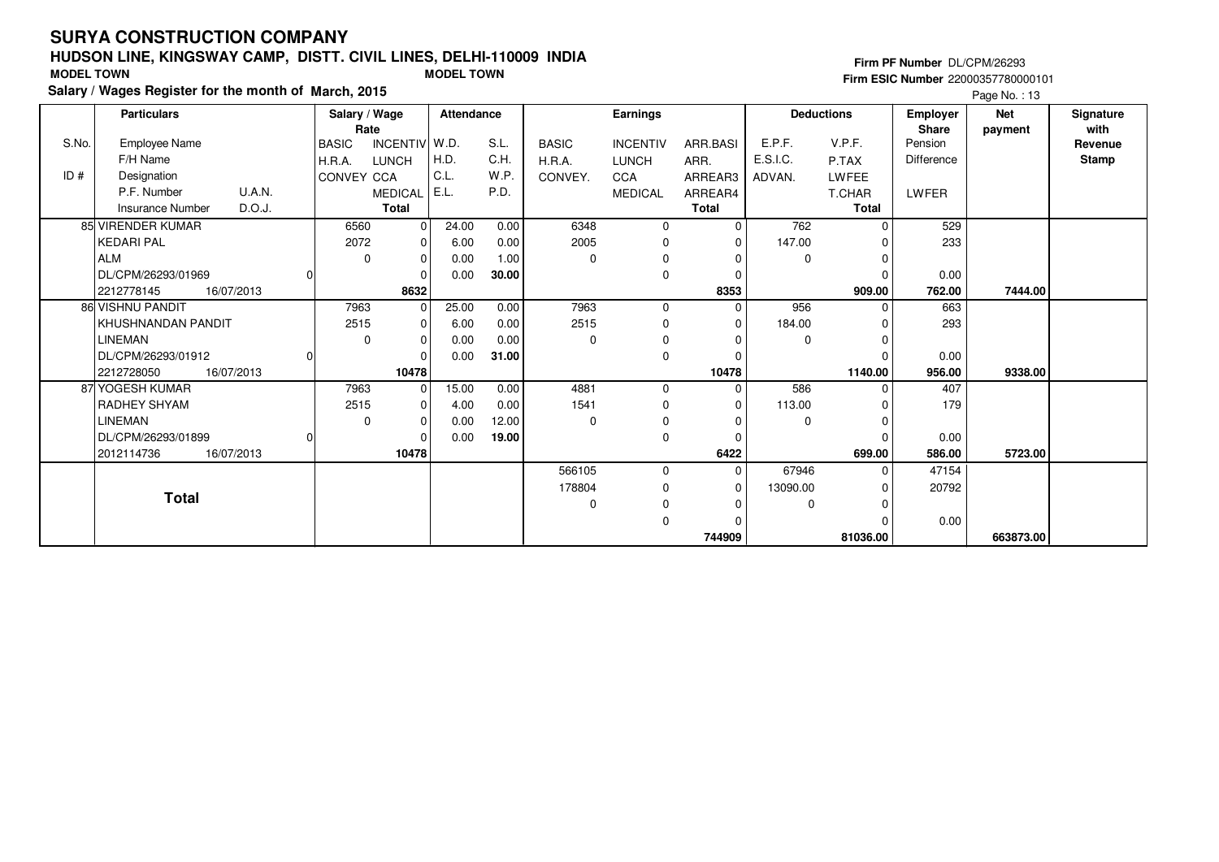# SURYA CONSTRUCTION COMPANY

## HUDSON LINE, KINGSWAY CAMP, DISTT. CIVIL LINES, DELHI-110009 INDIA

**MODEL TOWN** **MODEL TOWN**

**Salary / Wages Register for the month of March, 2015**

**Firm PF Number** DL/CPM/26293
**Firm ESIC Number** 22000357780000101

Page No. : 13

| S.No. / ID # | Particulars: Employee Name / F/H Name / Designation / P.F. Number, U.A.N. / Insurance Number, D.O.J. | Salary / Wage Rate: BASIC / H.R.A. / CONVEY | INCENTIV / LUNCH / CCA / MEDICAL / Total | Attendance: W.D. / H.D. / C.L. / E.L. | S.L. / C.H. / W.P. / P.D. | Earnings: BASIC / H.R.A. / CONVEY. | INCENTIV / LUNCH / CCA / MEDICAL | ARR.BASI / ARR. / ARREAR3 / ARREAR4 / Total | Deductions: E.P.F. / E.S.I.C. / ADVAN. | V.P.F. / P.TAX / LWFEE / T.CHAR / Total | Employer Share: Pension / Difference / LWFER | Net payment | Signature with Revenue Stamp |
|---|---|---|---|---|---|---|---|---|---|---|---|---|---|
| 85 | VIRENDER KUMAR | 6560 | 0 | 24.00 | 0.00 | 6348 | 0 | 0 | 762 | 0 | 529 | | |
| | KEDARI PAL | 2072 | 0 | 6.00 | 0.00 | 2005 | 0 | 0 | 147.00 | 0 | 233 | | |
| | ALM | 0 | 0 | 0.00 | 1.00 | 0 | 0 | 0 | 0 | 0 | | | |
| | DL/CPM/26293/01969 0 | | 0 | 0.00 | **30.00** | | 0 | 0 | | 0 | 0.00 | | |
| | 2212778145 16/07/2013 | | **8632** | | | | | **8353** | | **909.00** | **762.00** | **7444.00** | |
| 86 | VISHNU PANDIT | 7963 | 0 | 25.00 | 0.00 | 7963 | 0 | 0 | 956 | 0 | 663 | | |
| | KHUSHNANDAN PANDIT | 2515 | 0 | 6.00 | 0.00 | 2515 | 0 | 0 | 184.00 | 0 | 293 | | |
| | LINEMAN | 0 | 0 | 0.00 | 0.00 | 0 | 0 | 0 | 0 | 0 | | | |
| | DL/CPM/26293/01912 0 | | 0 | 0.00 | **31.00** | | 0 | 0 | | 0 | 0.00 | | |
| | 2212728050 16/07/2013 | | **10478** | | | | | **10478** | | **1140.00** | **956.00** | **9338.00** | |
| 87 | YOGESH KUMAR | 7963 | 0 | 15.00 | 0.00 | 4881 | 0 | 0 | 586 | 0 | 407 | | |
| | RADHEY SHYAM | 2515 | 0 | 4.00 | 0.00 | 1541 | 0 | 0 | 113.00 | 0 | 179 | | |
| | LINEMAN | 0 | 0 | 0.00 | 12.00 | 0 | 0 | 0 | 0 | 0 | | | |
| | DL/CPM/26293/01899 0 | | 0 | 0.00 | **19.00** | | 0 | 0 | | 0 | 0.00 | | |
| | 2012114736 16/07/2013 | | **10478** | | | | | **6422** | | **699.00** | **586.00** | **5723.00** | |
| | | | | | | 566105 | 0 | 0 | 67946 | 0 | 47154 | | |
| | **Total** | | | | | 178804 | 0 | 0 | 13090.00 | 0 | 20792 | | |
| | | | | | | 0 | 0 | 0 | 0 | 0 | | | |
| | | | | | | | 0 | 0 | | 0 | 0.00 | | |
| | | | | | | | | **744909** | | **81036.00** | | **663873.00** | |